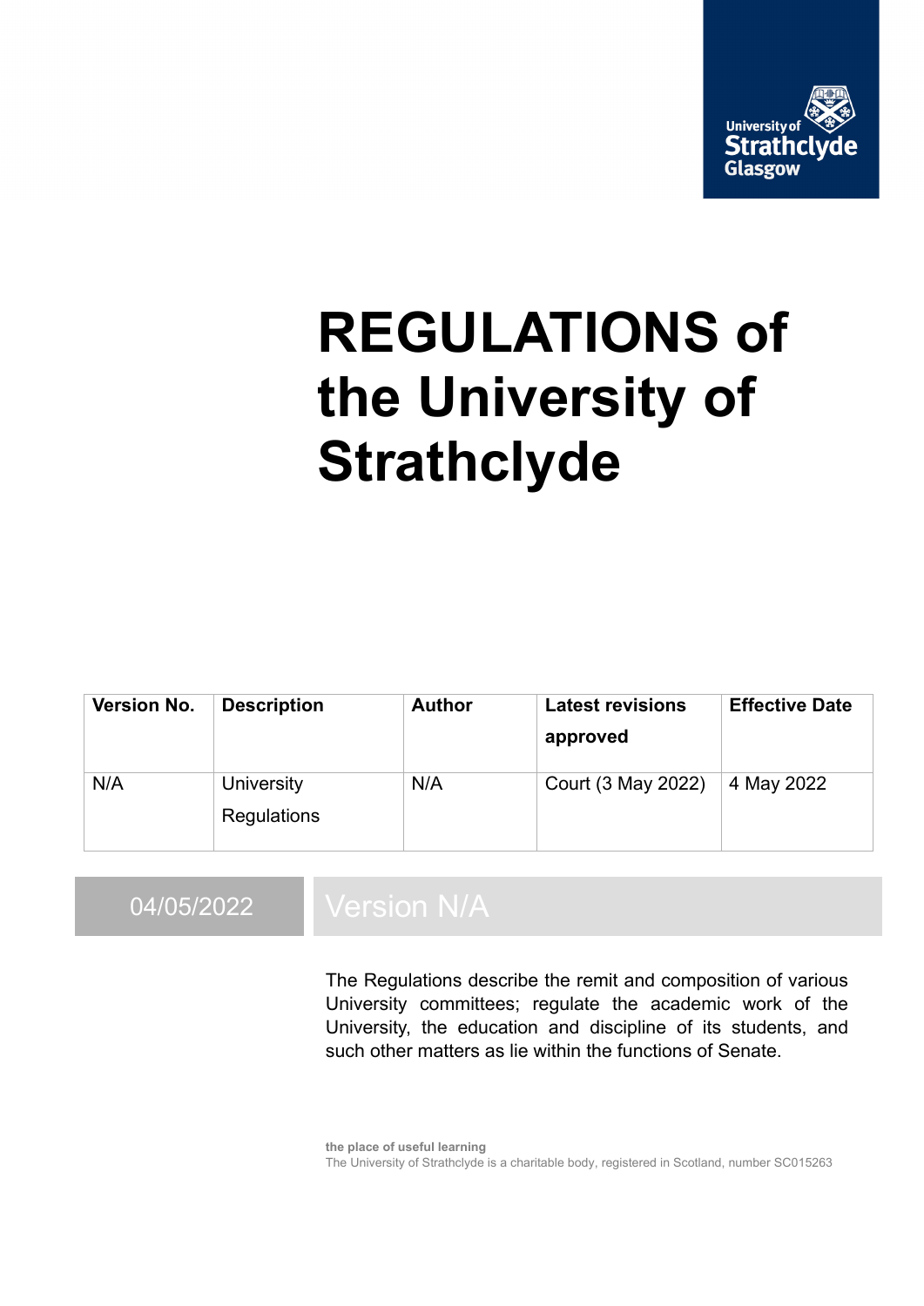University of Strathclyde Glasgow

# REGULATIONS of the University of Strathclyde

| Version No. | Description | Author | Latest revisions approved | Effective Date |
|---|---|---|---|---|
| N/A | University Regulations | N/A | Court (3 May 2022) | 4 May 2022 |

04/05/2022 Version N/A

The Regulations describe the remit and composition of various University committees; regulate the academic work of the University, the education and discipline of its students, and such other matters as lie within the functions of Senate.

**the place of useful learning**
The University of Strathclyde is a charitable body, registered in Scotland, number SC015263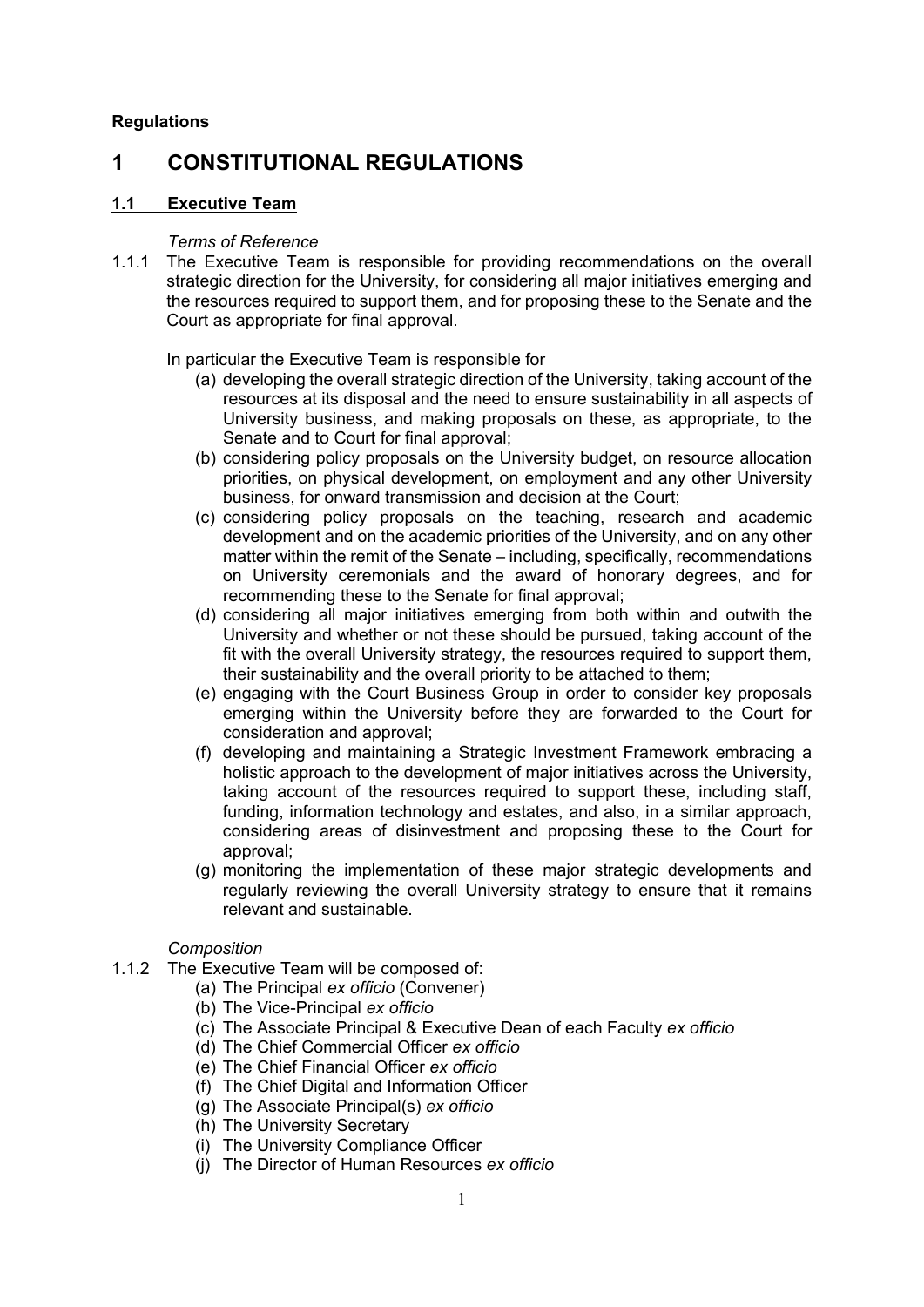**Regulations**

# 1 CONSTITUTIONAL REGULATIONS

## 1.1 Executive Team

*Terms of Reference*

1.1.1 The Executive Team is responsible for providing recommendations on the overall strategic direction for the University, for considering all major initiatives emerging and the resources required to support them, and for proposing these to the Senate and the Court as appropriate for final approval.

In particular the Executive Team is responsible for

(a) developing the overall strategic direction of the University, taking account of the resources at its disposal and the need to ensure sustainability in all aspects of University business, and making proposals on these, as appropriate, to the Senate and to Court for final approval;

(b) considering policy proposals on the University budget, on resource allocation priorities, on physical development, on employment and any other University business, for onward transmission and decision at the Court;

(c) considering policy proposals on the teaching, research and academic development and on the academic priorities of the University, and on any other matter within the remit of the Senate – including, specifically, recommendations on University ceremonials and the award of honorary degrees, and for recommending these to the Senate for final approval;

(d) considering all major initiatives emerging from both within and outwith the University and whether or not these should be pursued, taking account of the fit with the overall University strategy, the resources required to support them, their sustainability and the overall priority to be attached to them;

(e) engaging with the Court Business Group in order to consider key proposals emerging within the University before they are forwarded to the Court for consideration and approval;

(f) developing and maintaining a Strategic Investment Framework embracing a holistic approach to the development of major initiatives across the University, taking account of the resources required to support these, including staff, funding, information technology and estates, and also, in a similar approach, considering areas of disinvestment and proposing these to the Court for approval;

(g) monitoring the implementation of these major strategic developments and regularly reviewing the overall University strategy to ensure that it remains relevant and sustainable.

*Composition*

1.1.2 The Executive Team will be composed of:

(a) The Principal *ex officio* (Convener)
(b) The Vice-Principal *ex officio*
(c) The Associate Principal & Executive Dean of each Faculty *ex officio*
(d) The Chief Commercial Officer *ex officio*
(e) The Chief Financial Officer *ex officio*
(f) The Chief Digital and Information Officer
(g) The Associate Principal(s) *ex officio*
(h) The University Secretary
(i) The University Compliance Officer
(j) The Director of Human Resources *ex officio*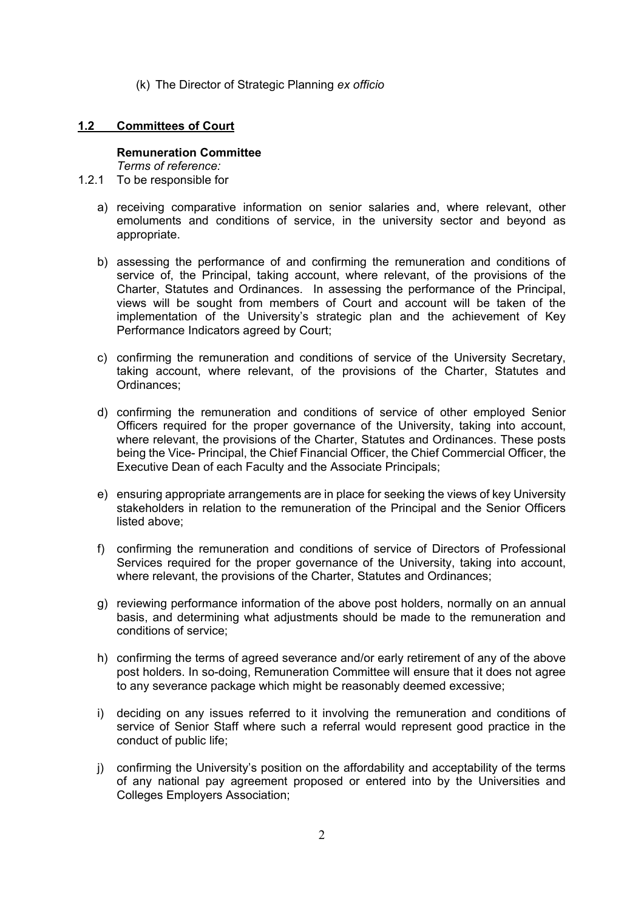(k) The Director of Strategic Planning *ex officio*

## 1.2 Committees of Court

**Remuneration Committee**

*Terms of reference:*

1.2.1 To be responsible for

a) receiving comparative information on senior salaries and, where relevant, other emoluments and conditions of service, in the university sector and beyond as appropriate.

b) assessing the performance of and confirming the remuneration and conditions of service of, the Principal, taking account, where relevant, of the provisions of the Charter, Statutes and Ordinances. In assessing the performance of the Principal, views will be sought from members of Court and account will be taken of the implementation of the University's strategic plan and the achievement of Key Performance Indicators agreed by Court;

c) confirming the remuneration and conditions of service of the University Secretary, taking account, where relevant, of the provisions of the Charter, Statutes and Ordinances;

d) confirming the remuneration and conditions of service of other employed Senior Officers required for the proper governance of the University, taking into account, where relevant, the provisions of the Charter, Statutes and Ordinances. These posts being the Vice- Principal, the Chief Financial Officer, the Chief Commercial Officer, the Executive Dean of each Faculty and the Associate Principals;

e) ensuring appropriate arrangements are in place for seeking the views of key University stakeholders in relation to the remuneration of the Principal and the Senior Officers listed above;

f) confirming the remuneration and conditions of service of Directors of Professional Services required for the proper governance of the University, taking into account, where relevant, the provisions of the Charter, Statutes and Ordinances;

g) reviewing performance information of the above post holders, normally on an annual basis, and determining what adjustments should be made to the remuneration and conditions of service;

h) confirming the terms of agreed severance and/or early retirement of any of the above post holders. In so-doing, Remuneration Committee will ensure that it does not agree to any severance package which might be reasonably deemed excessive;

i) deciding on any issues referred to it involving the remuneration and conditions of service of Senior Staff where such a referral would represent good practice in the conduct of public life;

j) confirming the University's position on the affordability and acceptability of the terms of any national pay agreement proposed or entered into by the Universities and Colleges Employers Association;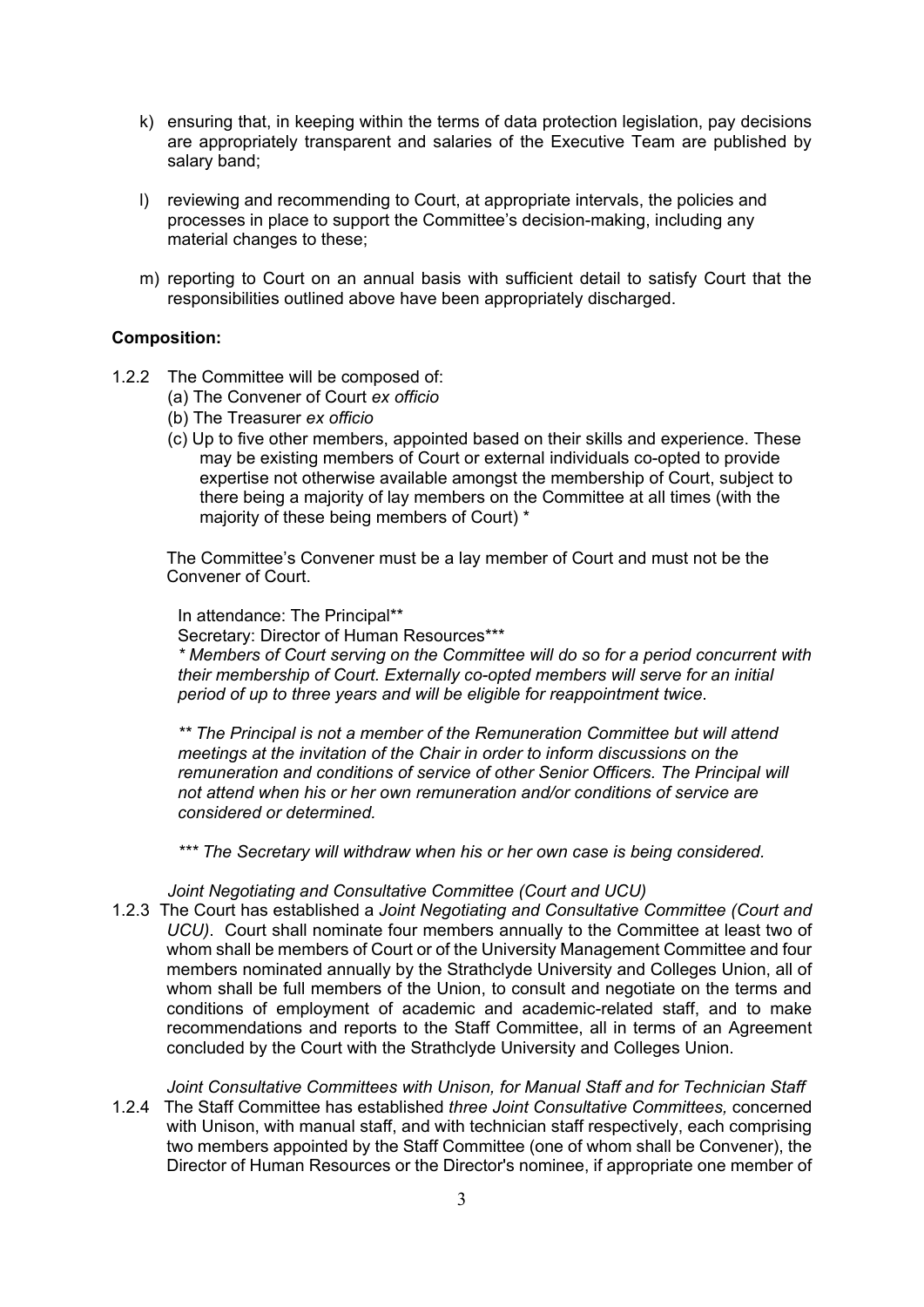k) ensuring that, in keeping within the terms of data protection legislation, pay decisions are appropriately transparent and salaries of the Executive Team are published by salary band;

l) reviewing and recommending to Court, at appropriate intervals, the policies and processes in place to support the Committee's decision-making, including any material changes to these;

m) reporting to Court on an annual basis with sufficient detail to satisfy Court that the responsibilities outlined above have been appropriately discharged.

**Composition:**

1.2.2 The Committee will be composed of:
(a) The Convener of Court *ex officio*
(b) The Treasurer *ex officio*
(c) Up to five other members, appointed based on their skills and experience. These may be existing members of Court or external individuals co-opted to provide expertise not otherwise available amongst the membership of Court, subject to there being a majority of lay members on the Committee at all times (with the majority of these being members of Court) *

The Committee's Convener must be a lay member of Court and must not be the Convener of Court.

In attendance: The Principal**
Secretary: Director of Human Resources***

*\* Members of Court serving on the Committee will do so for a period concurrent with their membership of Court. Externally co-opted members will serve for an initial period of up to three years and will be eligible for reappointment twice.*

*\*\* The Principal is not a member of the Remuneration Committee but will attend meetings at the invitation of the Chair in order to inform discussions on the remuneration and conditions of service of other Senior Officers. The Principal will not attend when his or her own remuneration and/or conditions of service are considered or determined.*

*\*\*\* The Secretary will withdraw when his or her own case is being considered.*

*Joint Negotiating and Consultative Committee (Court and UCU)*

1.2.3 The Court has established a *Joint Negotiating and Consultative Committee (Court and UCU)*. Court shall nominate four members annually to the Committee at least two of whom shall be members of Court or of the University Management Committee and four members nominated annually by the Strathclyde University and Colleges Union, all of whom shall be full members of the Union, to consult and negotiate on the terms and conditions of employment of academic and academic-related staff, and to make recommendations and reports to the Staff Committee, all in terms of an Agreement concluded by the Court with the Strathclyde University and Colleges Union.

*Joint Consultative Committees with Unison, for Manual Staff and for Technician Staff*

1.2.4 The Staff Committee has established *three Joint Consultative Committees,* concerned with Unison, with manual staff, and with technician staff respectively, each comprising two members appointed by the Staff Committee (one of whom shall be Convener), the Director of Human Resources or the Director's nominee, if appropriate one member of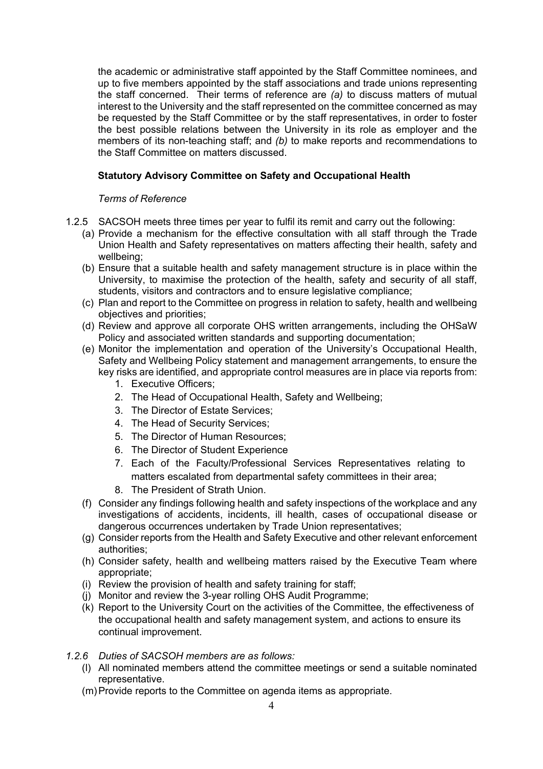the academic or administrative staff appointed by the Staff Committee nominees, and up to five members appointed by the staff associations and trade unions representing the staff concerned. Their terms of reference are *(a)* to discuss matters of mutual interest to the University and the staff represented on the committee concerned as may be requested by the Staff Committee or by the staff representatives, in order to foster the best possible relations between the University in its role as employer and the members of its non-teaching staff; and *(b)* to make reports and recommendations to the Staff Committee on matters discussed.

**Statutory Advisory Committee on Safety and Occupational Health**

*Terms of Reference*

1.2.5 SACSOH meets three times per year to fulfil its remit and carry out the following:

(a) Provide a mechanism for the effective consultation with all staff through the Trade Union Health and Safety representatives on matters affecting their health, safety and wellbeing;

(b) Ensure that a suitable health and safety management structure is in place within the University, to maximise the protection of the health, safety and security of all staff, students, visitors and contractors and to ensure legislative compliance;

(c) Plan and report to the Committee on progress in relation to safety, health and wellbeing objectives and priorities;

(d) Review and approve all corporate OHS written arrangements, including the OHSaW Policy and associated written standards and supporting documentation;

(e) Monitor the implementation and operation of the University's Occupational Health, Safety and Wellbeing Policy statement and management arrangements, to ensure the key risks are identified, and appropriate control measures are in place via reports from:

1. Executive Officers;
2. The Head of Occupational Health, Safety and Wellbeing;
3. The Director of Estate Services;
4. The Head of Security Services;
5. The Director of Human Resources;
6. The Director of Student Experience
7. Each of the Faculty/Professional Services Representatives relating to matters escalated from departmental safety committees in their area;
8. The President of Strath Union.

(f) Consider any findings following health and safety inspections of the workplace and any investigations of accidents, incidents, ill health, cases of occupational disease or dangerous occurrences undertaken by Trade Union representatives;

(g) Consider reports from the Health and Safety Executive and other relevant enforcement authorities;

(h) Consider safety, health and wellbeing matters raised by the Executive Team where appropriate;

(i) Review the provision of health and safety training for staff;

(j) Monitor and review the 3-year rolling OHS Audit Programme;

(k) Report to the University Court on the activities of the Committee, the effectiveness of the occupational health and safety management system, and actions to ensure its continual improvement.

*1.2.6 Duties of SACSOH members are as follows:*

(l) All nominated members attend the committee meetings or send a suitable nominated representative.

(m) Provide reports to the Committee on agenda items as appropriate.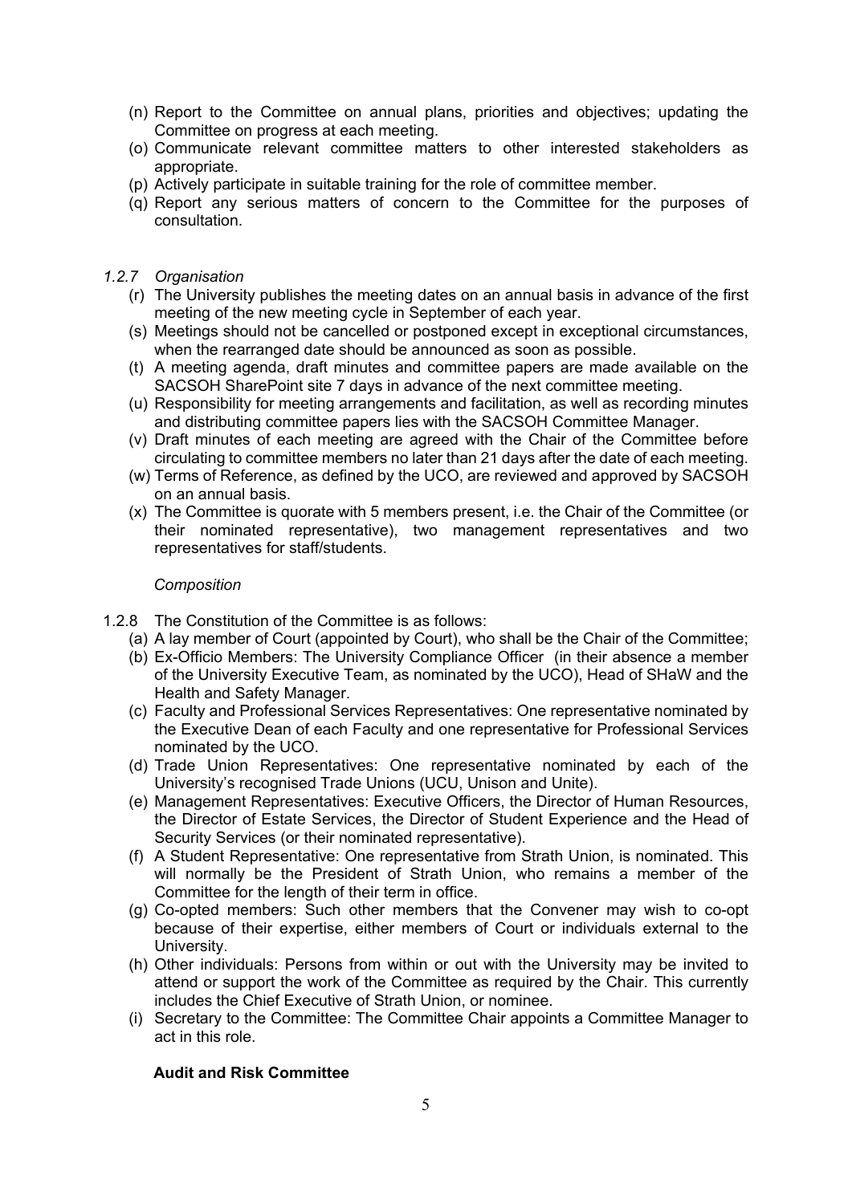(n) Report to the Committee on annual plans, priorities and objectives; updating the Committee on progress at each meeting.
(o) Communicate relevant committee matters to other interested stakeholders as appropriate.
(p) Actively participate in suitable training for the role of committee member.
(q) Report any serious matters of concern to the Committee for the purposes of consultation.

*1.2.7 Organisation*

(r) The University publishes the meeting dates on an annual basis in advance of the first meeting of the new meeting cycle in September of each year.
(s) Meetings should not be cancelled or postponed except in exceptional circumstances, when the rearranged date should be announced as soon as possible.
(t) A meeting agenda, draft minutes and committee papers are made available on the SACSOH SharePoint site 7 days in advance of the next committee meeting.
(u) Responsibility for meeting arrangements and facilitation, as well as recording minutes and distributing committee papers lies with the SACSOH Committee Manager.
(v) Draft minutes of each meeting are agreed with the Chair of the Committee before circulating to committee members no later than 21 days after the date of each meeting.
(w) Terms of Reference, as defined by the UCO, are reviewed and approved by SACSOH on an annual basis.
(x) The Committee is quorate with 5 members present, i.e. the Chair of the Committee (or their nominated representative), two management representatives and two representatives for staff/students.

*Composition*

1.2.8 The Constitution of the Committee is as follows:

(a) A lay member of Court (appointed by Court), who shall be the Chair of the Committee;
(b) Ex-Officio Members: The University Compliance Officer (in their absence a member of the University Executive Team, as nominated by the UCO), Head of SHaW and the Health and Safety Manager.
(c) Faculty and Professional Services Representatives: One representative nominated by the Executive Dean of each Faculty and one representative for Professional Services nominated by the UCO.
(d) Trade Union Representatives: One representative nominated by each of the University's recognised Trade Unions (UCU, Unison and Unite).
(e) Management Representatives: Executive Officers, the Director of Human Resources, the Director of Estate Services, the Director of Student Experience and the Head of Security Services (or their nominated representative).
(f) A Student Representative: One representative from Strath Union, is nominated. This will normally be the President of Strath Union, who remains a member of the Committee for the length of their term in office.
(g) Co-opted members: Such other members that the Convener may wish to co-opt because of their expertise, either members of Court or individuals external to the University.
(h) Other individuals: Persons from within or out with the University may be invited to attend or support the work of the Committee as required by the Chair. This currently includes the Chief Executive of Strath Union, or nominee.
(i) Secretary to the Committee: The Committee Chair appoints a Committee Manager to act in this role.

**Audit and Risk Committee**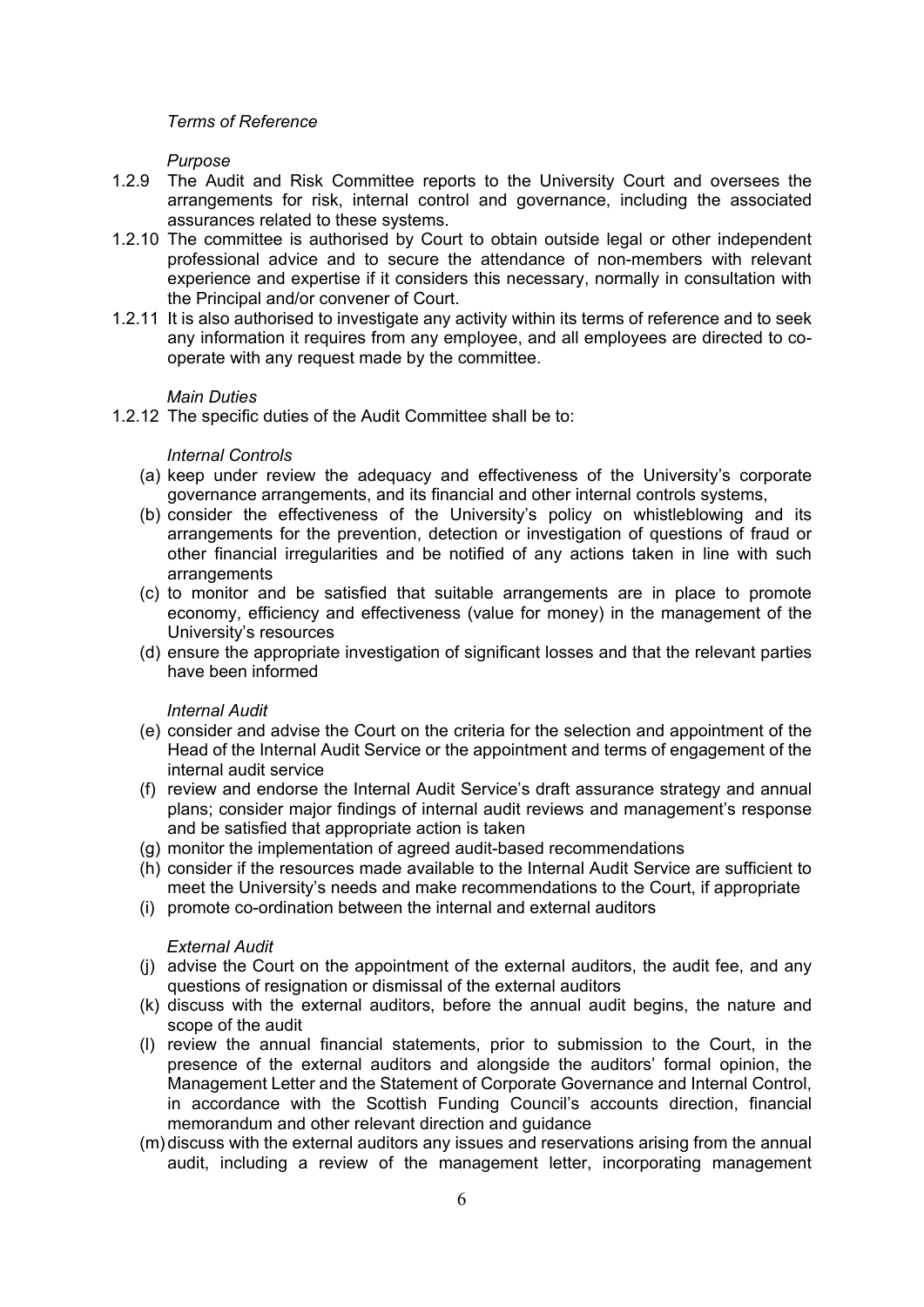*Terms of Reference*

*Purpose*

1.2.9 The Audit and Risk Committee reports to the University Court and oversees the arrangements for risk, internal control and governance, including the associated assurances related to these systems.

1.2.10 The committee is authorised by Court to obtain outside legal or other independent professional advice and to secure the attendance of non-members with relevant experience and expertise if it considers this necessary, normally in consultation with the Principal and/or convener of Court.

1.2.11 It is also authorised to investigate any activity within its terms of reference and to seek any information it requires from any employee, and all employees are directed to co-operate with any request made by the committee.

*Main Duties*

1.2.12 The specific duties of the Audit Committee shall be to:

*Internal Controls*

(a) keep under review the adequacy and effectiveness of the University's corporate governance arrangements, and its financial and other internal controls systems,
(b) consider the effectiveness of the University's policy on whistleblowing and its arrangements for the prevention, detection or investigation of questions of fraud or other financial irregularities and be notified of any actions taken in line with such arrangements
(c) to monitor and be satisfied that suitable arrangements are in place to promote economy, efficiency and effectiveness (value for money) in the management of the University's resources
(d) ensure the appropriate investigation of significant losses and that the relevant parties have been informed

*Internal Audit*

(e) consider and advise the Court on the criteria for the selection and appointment of the Head of the Internal Audit Service or the appointment and terms of engagement of the internal audit service
(f) review and endorse the Internal Audit Service's draft assurance strategy and annual plans; consider major findings of internal audit reviews and management's response and be satisfied that appropriate action is taken
(g) monitor the implementation of agreed audit-based recommendations
(h) consider if the resources made available to the Internal Audit Service are sufficient to meet the University's needs and make recommendations to the Court, if appropriate
(i) promote co-ordination between the internal and external auditors

*External Audit*

(j) advise the Court on the appointment of the external auditors, the audit fee, and any questions of resignation or dismissal of the external auditors
(k) discuss with the external auditors, before the annual audit begins, the nature and scope of the audit
(l) review the annual financial statements, prior to submission to the Court, in the presence of the external auditors and alongside the auditors' formal opinion, the Management Letter and the Statement of Corporate Governance and Internal Control, in accordance with the Scottish Funding Council's accounts direction, financial memorandum and other relevant direction and guidance
(m) discuss with the external auditors any issues and reservations arising from the annual audit, including a review of the management letter, incorporating management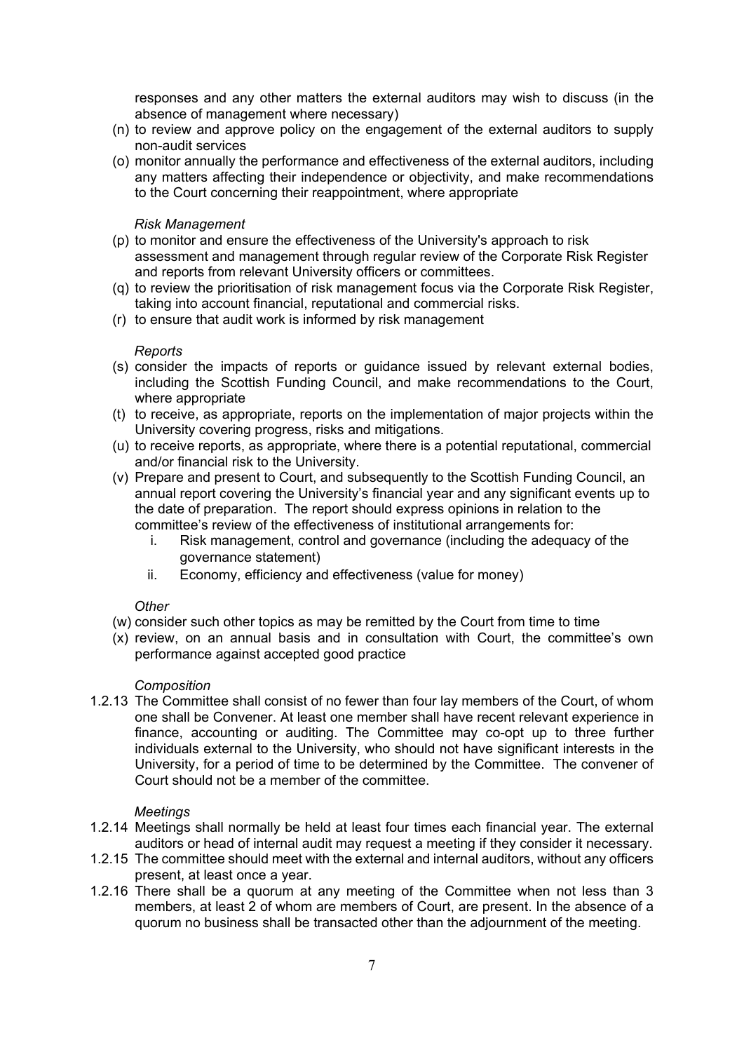responses and any other matters the external auditors may wish to discuss (in the absence of management where necessary)

(n) to review and approve policy on the engagement of the external auditors to supply non-audit services

(o) monitor annually the performance and effectiveness of the external auditors, including any matters affecting their independence or objectivity, and make recommendations to the Court concerning their reappointment, where appropriate

*Risk Management*

(p) to monitor and ensure the effectiveness of the University's approach to risk assessment and management through regular review of the Corporate Risk Register and reports from relevant University officers or committees.

(q) to review the prioritisation of risk management focus via the Corporate Risk Register, taking into account financial, reputational and commercial risks.

(r) to ensure that audit work is informed by risk management

*Reports*

(s) consider the impacts of reports or guidance issued by relevant external bodies, including the Scottish Funding Council, and make recommendations to the Court, where appropriate

(t) to receive, as appropriate, reports on the implementation of major projects within the University covering progress, risks and mitigations.

(u) to receive reports, as appropriate, where there is a potential reputational, commercial and/or financial risk to the University.

(v) Prepare and present to Court, and subsequently to the Scottish Funding Council, an annual report covering the University's financial year and any significant events up to the date of preparation. The report should express opinions in relation to the committee's review of the effectiveness of institutional arrangements for:

   i. Risk management, control and governance (including the adequacy of the governance statement)
   ii. Economy, efficiency and effectiveness (value for money)

*Other*

(w) consider such other topics as may be remitted by the Court from time to time

(x) review, on an annual basis and in consultation with Court, the committee's own performance against accepted good practice

*Composition*

1.2.13 The Committee shall consist of no fewer than four lay members of the Court, of whom one shall be Convener. At least one member shall have recent relevant experience in finance, accounting or auditing. The Committee may co-opt up to three further individuals external to the University, who should not have significant interests in the University, for a period of time to be determined by the Committee. The convener of Court should not be a member of the committee.

*Meetings*

1.2.14 Meetings shall normally be held at least four times each financial year. The external auditors or head of internal audit may request a meeting if they consider it necessary.

1.2.15 The committee should meet with the external and internal auditors, without any officers present, at least once a year.

1.2.16 There shall be a quorum at any meeting of the Committee when not less than 3 members, at least 2 of whom are members of Court, are present. In the absence of a quorum no business shall be transacted other than the adjournment of the meeting.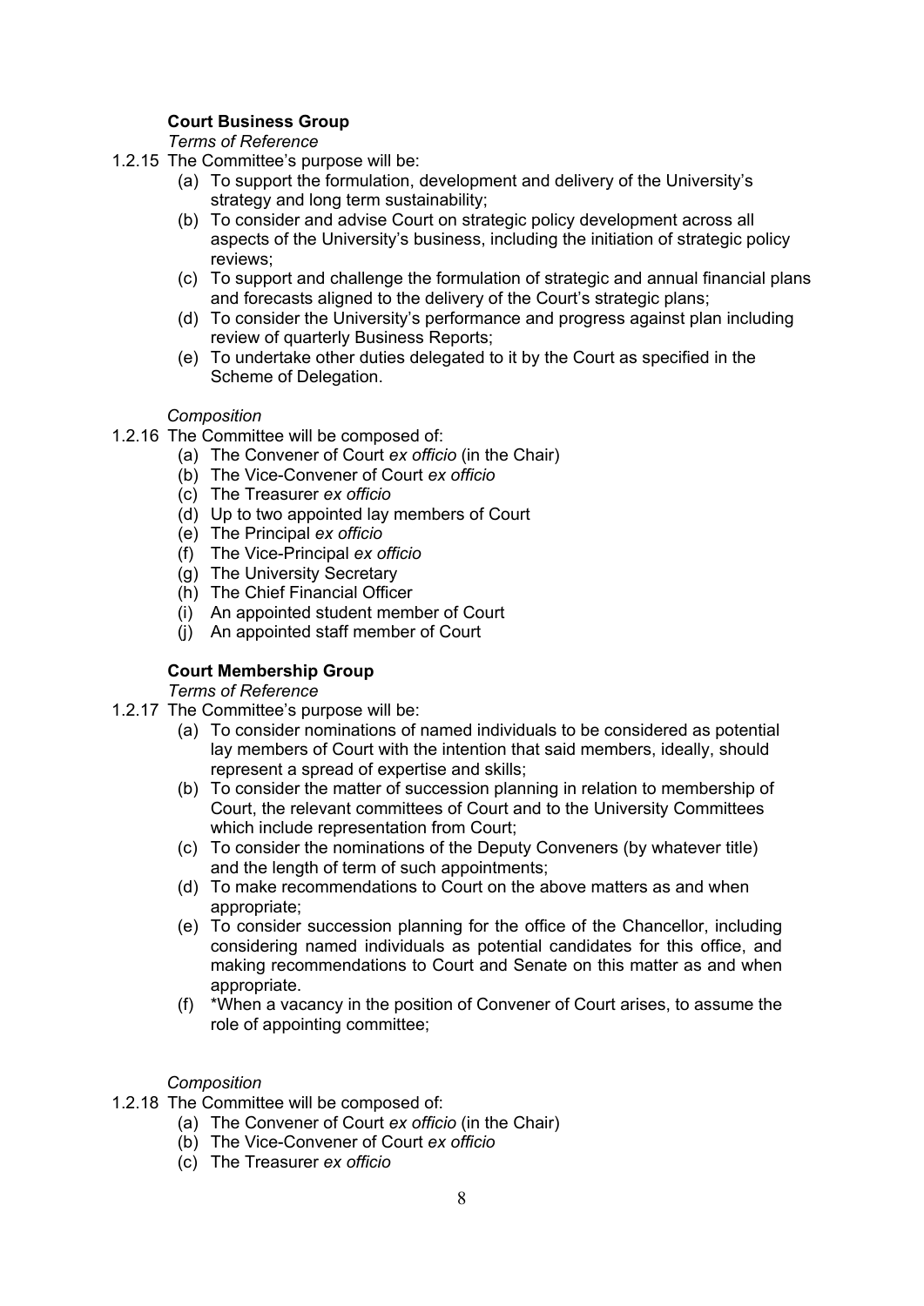**Court Business Group**

*Terms of Reference*

1.2.15 The Committee's purpose will be:

- (a) To support the formulation, development and delivery of the University's strategy and long term sustainability;
- (b) To consider and advise Court on strategic policy development across all aspects of the University's business, including the initiation of strategic policy reviews;
- (c) To support and challenge the formulation of strategic and annual financial plans and forecasts aligned to the delivery of the Court's strategic plans;
- (d) To consider the University's performance and progress against plan including review of quarterly Business Reports;
- (e) To undertake other duties delegated to it by the Court as specified in the Scheme of Delegation.

*Composition*

1.2.16 The Committee will be composed of:

- (a) The Convener of Court *ex officio* (in the Chair)
- (b) The Vice-Convener of Court *ex officio*
- (c) The Treasurer *ex officio*
- (d) Up to two appointed lay members of Court
- (e) The Principal *ex officio*
- (f) The Vice-Principal *ex officio*
- (g) The University Secretary
- (h) The Chief Financial Officer
- (i) An appointed student member of Court
- (j) An appointed staff member of Court

**Court Membership Group**

*Terms of Reference*

1.2.17 The Committee's purpose will be:

- (a) To consider nominations of named individuals to be considered as potential lay members of Court with the intention that said members, ideally, should represent a spread of expertise and skills;
- (b) To consider the matter of succession planning in relation to membership of Court, the relevant committees of Court and to the University Committees which include representation from Court;
- (c) To consider the nominations of the Deputy Conveners (by whatever title) and the length of term of such appointments;
- (d) To make recommendations to Court on the above matters as and when appropriate;
- (e) To consider succession planning for the office of the Chancellor, including considering named individuals as potential candidates for this office, and making recommendations to Court and Senate on this matter as and when appropriate.
- (f) *When a vacancy in the position of Convener of Court arises, to assume the role of appointing committee;

*Composition*

1.2.18 The Committee will be composed of:

- (a) The Convener of Court *ex officio* (in the Chair)
- (b) The Vice-Convener of Court *ex officio*
- (c) The Treasurer *ex officio*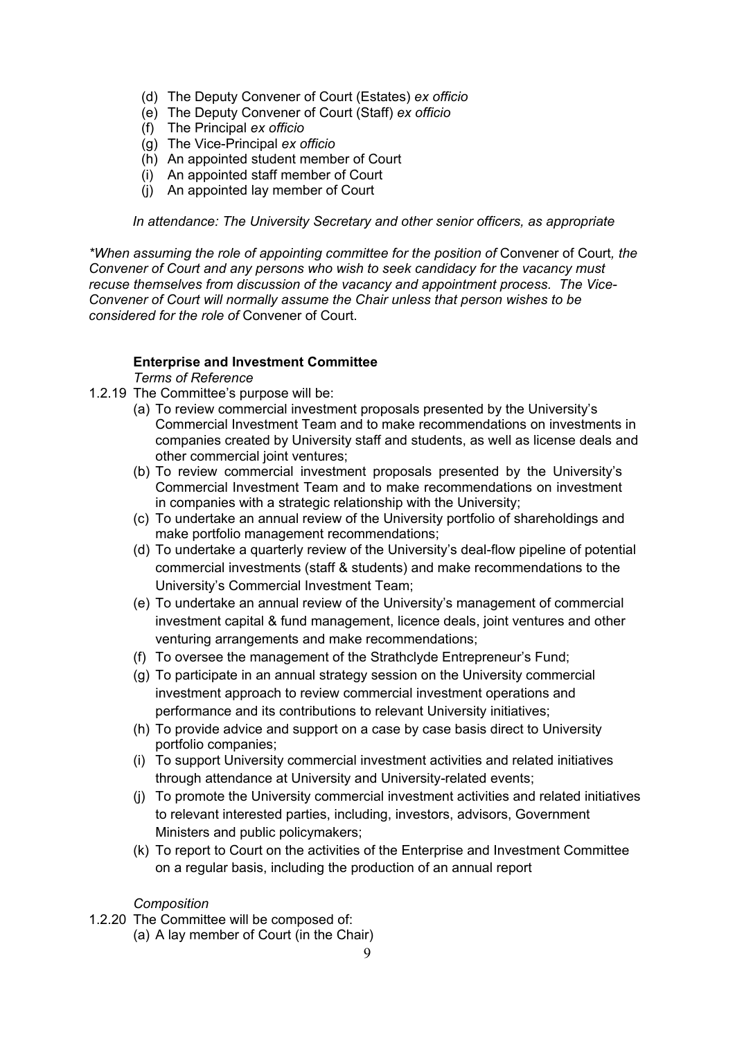(d) The Deputy Convener of Court (Estates) *ex officio*
(e) The Deputy Convener of Court (Staff) *ex officio*
(f) The Principal *ex officio*
(g) The Vice-Principal *ex officio*
(h) An appointed student member of Court
(i) An appointed staff member of Court
(j) An appointed lay member of Court

*In attendance: The University Secretary and other senior officers, as appropriate*

**When assuming the role of appointing committee for the position of* Convener of Court*, the Convener of Court and any persons who wish to seek candidacy for the vacancy must recuse themselves from discussion of the vacancy and appointment process. The Vice-Convener of Court will normally assume the Chair unless that person wishes to be considered for the role of* Convener of Court.

**Enterprise and Investment Committee**

*Terms of Reference*

1.2.19 The Committee's purpose will be:

(a) To review commercial investment proposals presented by the University's Commercial Investment Team and to make recommendations on investments in companies created by University staff and students, as well as license deals and other commercial joint ventures;
(b) To review commercial investment proposals presented by the University's Commercial Investment Team and to make recommendations on investment in companies with a strategic relationship with the University;
(c) To undertake an annual review of the University portfolio of shareholdings and make portfolio management recommendations;
(d) To undertake a quarterly review of the University's deal-flow pipeline of potential commercial investments (staff & students) and make recommendations to the University's Commercial Investment Team;
(e) To undertake an annual review of the University's management of commercial investment capital & fund management, licence deals, joint ventures and other venturing arrangements and make recommendations;
(f) To oversee the management of the Strathclyde Entrepreneur's Fund;
(g) To participate in an annual strategy session on the University commercial investment approach to review commercial investment operations and performance and its contributions to relevant University initiatives;
(h) To provide advice and support on a case by case basis direct to University portfolio companies;
(i) To support University commercial investment activities and related initiatives through attendance at University and University-related events;
(j) To promote the University commercial investment activities and related initiatives to relevant interested parties, including, investors, advisors, Government Ministers and public policymakers;
(k) To report to Court on the activities of the Enterprise and Investment Committee on a regular basis, including the production of an annual report

*Composition*

1.2.20 The Committee will be composed of:

(a) A lay member of Court (in the Chair)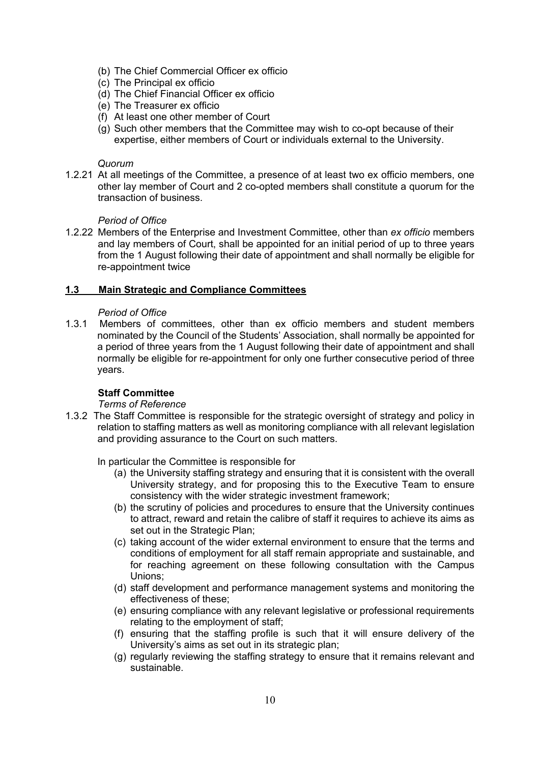(b) The Chief Commercial Officer ex officio
(c) The Principal ex officio
(d) The Chief Financial Officer ex officio
(e) The Treasurer ex officio
(f) At least one other member of Court
(g) Such other members that the Committee may wish to co-opt because of their expertise, either members of Court or individuals external to the University.

*Quorum*

1.2.21 At all meetings of the Committee, a presence of at least two ex officio members, one other lay member of Court and 2 co-opted members shall constitute a quorum for the transaction of business.

*Period of Office*

1.2.22 Members of the Enterprise and Investment Committee, other than *ex officio* members and lay members of Court, shall be appointed for an initial period of up to three years from the 1 August following their date of appointment and shall normally be eligible for re-appointment twice

## 1.3 Main Strategic and Compliance Committees

*Period of Office*

1.3.1 Members of committees, other than ex officio members and student members nominated by the Council of the Students' Association, shall normally be appointed for a period of three years from the 1 August following their date of appointment and shall normally be eligible for re-appointment for only one further consecutive period of three years.

**Staff Committee**

*Terms of Reference*

1.3.2 The Staff Committee is responsible for the strategic oversight of strategy and policy in relation to staffing matters as well as monitoring compliance with all relevant legislation and providing assurance to the Court on such matters.

In particular the Committee is responsible for

(a) the University staffing strategy and ensuring that it is consistent with the overall University strategy, and for proposing this to the Executive Team to ensure consistency with the wider strategic investment framework;
(b) the scrutiny of policies and procedures to ensure that the University continues to attract, reward and retain the calibre of staff it requires to achieve its aims as set out in the Strategic Plan;
(c) taking account of the wider external environment to ensure that the terms and conditions of employment for all staff remain appropriate and sustainable, and for reaching agreement on these following consultation with the Campus Unions;
(d) staff development and performance management systems and monitoring the effectiveness of these;
(e) ensuring compliance with any relevant legislative or professional requirements relating to the employment of staff;
(f) ensuring that the staffing profile is such that it will ensure delivery of the University's aims as set out in its strategic plan;
(g) regularly reviewing the staffing strategy to ensure that it remains relevant and sustainable.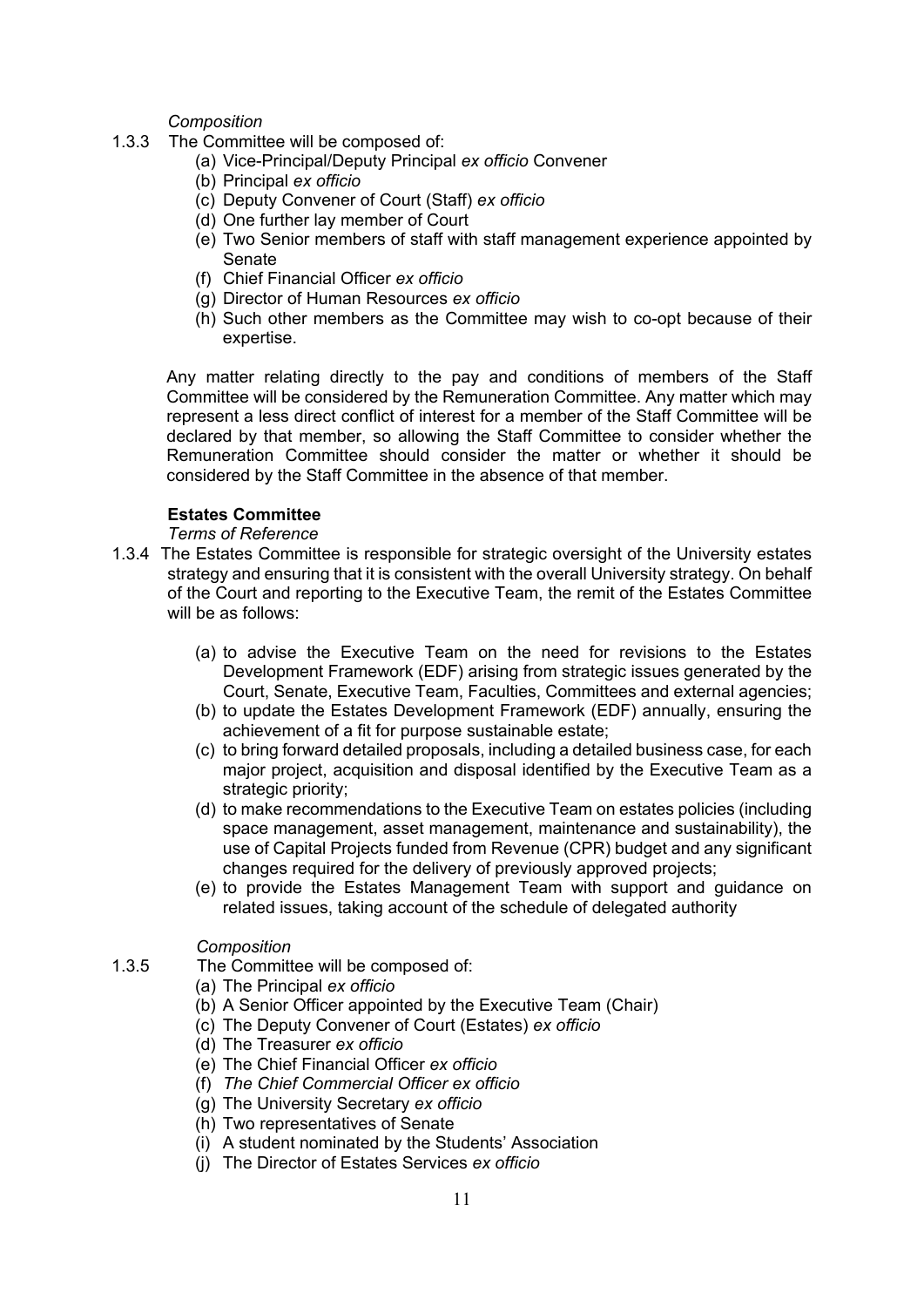*Composition*

1.3.3 The Committee will be composed of:

(a) Vice-Principal/Deputy Principal *ex officio* Convener
(b) Principal *ex officio*
(c) Deputy Convener of Court (Staff) *ex officio*
(d) One further lay member of Court
(e) Two Senior members of staff with staff management experience appointed by Senate
(f) Chief Financial Officer *ex officio*
(g) Director of Human Resources *ex officio*
(h) Such other members as the Committee may wish to co-opt because of their expertise.

Any matter relating directly to the pay and conditions of members of the Staff Committee will be considered by the Remuneration Committee. Any matter which may represent a less direct conflict of interest for a member of the Staff Committee will be declared by that member, so allowing the Staff Committee to consider whether the Remuneration Committee should consider the matter or whether it should be considered by the Staff Committee in the absence of that member.

**Estates Committee**

*Terms of Reference*

1.3.4 The Estates Committee is responsible for strategic oversight of the University estates strategy and ensuring that it is consistent with the overall University strategy. On behalf of the Court and reporting to the Executive Team, the remit of the Estates Committee will be as follows:

(a) to advise the Executive Team on the need for revisions to the Estates Development Framework (EDF) arising from strategic issues generated by the Court, Senate, Executive Team, Faculties, Committees and external agencies;
(b) to update the Estates Development Framework (EDF) annually, ensuring the achievement of a fit for purpose sustainable estate;
(c) to bring forward detailed proposals, including a detailed business case, for each major project, acquisition and disposal identified by the Executive Team as a strategic priority;
(d) to make recommendations to the Executive Team on estates policies (including space management, asset management, maintenance and sustainability), the use of Capital Projects funded from Revenue (CPR) budget and any significant changes required for the delivery of previously approved projects;
(e) to provide the Estates Management Team with support and guidance on related issues, taking account of the schedule of delegated authority

*Composition*

1.3.5 The Committee will be composed of:

(a) The Principal *ex officio*
(b) A Senior Officer appointed by the Executive Team (Chair)
(c) The Deputy Convener of Court (Estates) *ex officio*
(d) The Treasurer *ex officio*
(e) The Chief Financial Officer *ex officio*
(f) *The Chief Commercial Officer ex officio*
(g) The University Secretary *ex officio*
(h) Two representatives of Senate
(i) A student nominated by the Students' Association
(j) The Director of Estates Services *ex officio*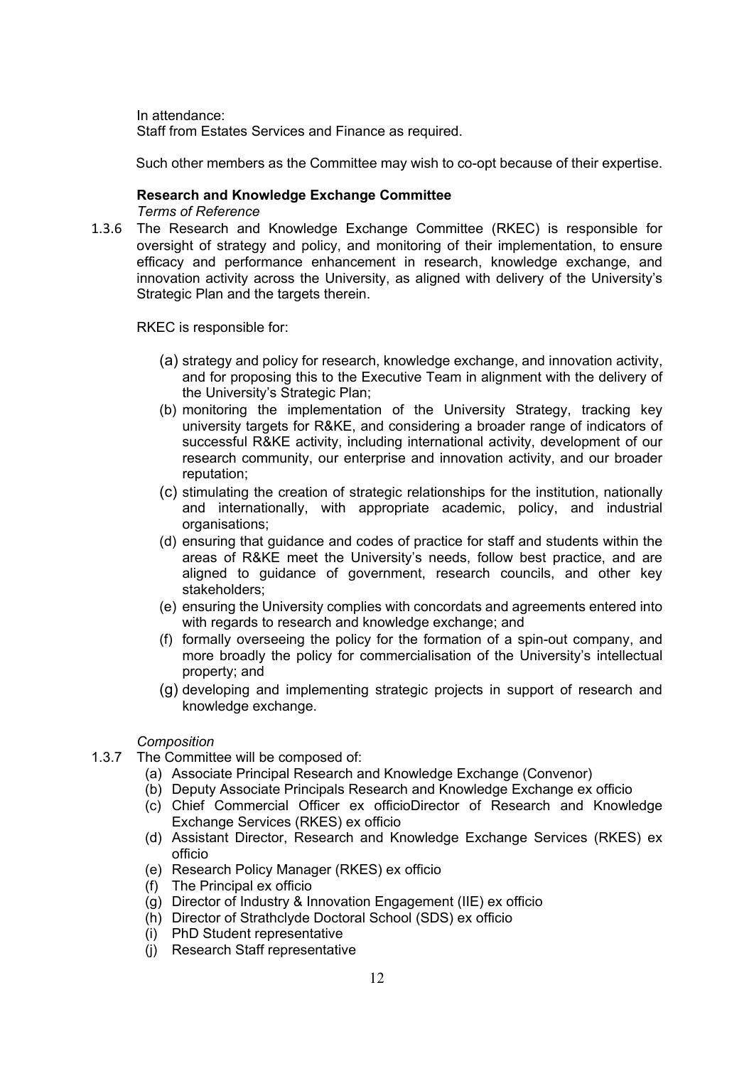In attendance:
Staff from Estates Services and Finance as required.

Such other members as the Committee may wish to co-opt because of their expertise.

**Research and Knowledge Exchange Committee**

*Terms of Reference*

1.3.6 The Research and Knowledge Exchange Committee (RKEC) is responsible for oversight of strategy and policy, and monitoring of their implementation, to ensure efficacy and performance enhancement in research, knowledge exchange, and innovation activity across the University, as aligned with delivery of the University's Strategic Plan and the targets therein.

RKEC is responsible for:

- (a) strategy and policy for research, knowledge exchange, and innovation activity, and for proposing this to the Executive Team in alignment with the delivery of the University's Strategic Plan;
- (b) monitoring the implementation of the University Strategy, tracking key university targets for R&KE, and considering a broader range of indicators of successful R&KE activity, including international activity, development of our research community, our enterprise and innovation activity, and our broader reputation;
- (c) stimulating the creation of strategic relationships for the institution, nationally and internationally, with appropriate academic, policy, and industrial organisations;
- (d) ensuring that guidance and codes of practice for staff and students within the areas of R&KE meet the University's needs, follow best practice, and are aligned to guidance of government, research councils, and other key stakeholders;
- (e) ensuring the University complies with concordats and agreements entered into with regards to research and knowledge exchange; and
- (f) formally overseeing the policy for the formation of a spin-out company, and more broadly the policy for commercialisation of the University's intellectual property; and
- (g) developing and implementing strategic projects in support of research and knowledge exchange.

*Composition*

1.3.7 The Committee will be composed of:

- (a) Associate Principal Research and Knowledge Exchange (Convenor)
- (b) Deputy Associate Principals Research and Knowledge Exchange ex officio
- (c) Chief Commercial Officer ex officioDirector of Research and Knowledge Exchange Services (RKES) ex officio
- (d) Assistant Director, Research and Knowledge Exchange Services (RKES) ex officio
- (e) Research Policy Manager (RKES) ex officio
- (f) The Principal ex officio
- (g) Director of Industry & Innovation Engagement (IIE) ex officio
- (h) Director of Strathclyde Doctoral School (SDS) ex officio
- (i) PhD Student representative
- (j) Research Staff representative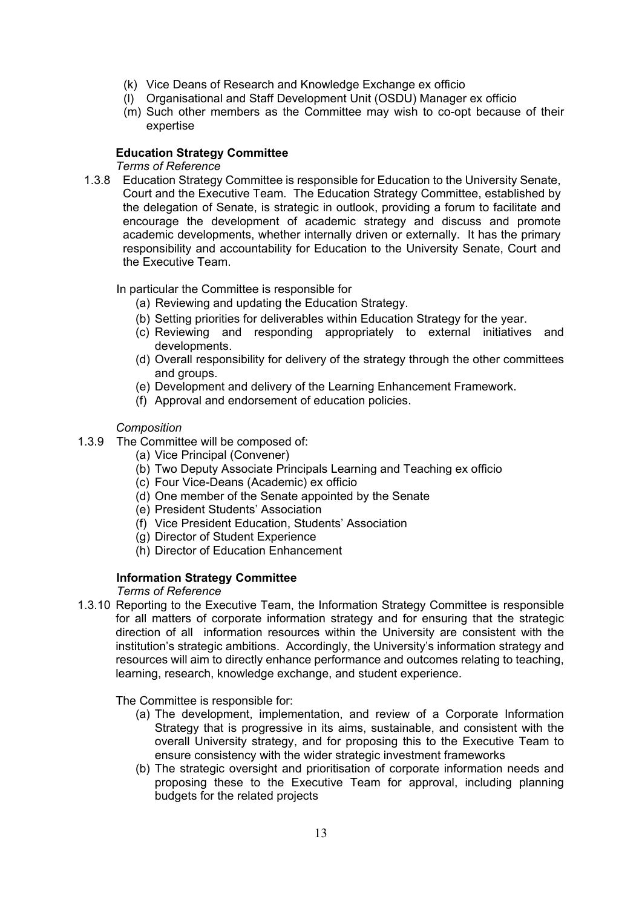(k) Vice Deans of Research and Knowledge Exchange ex officio
(l) Organisational and Staff Development Unit (OSDU) Manager ex officio
(m) Such other members as the Committee may wish to co-opt because of their expertise

**Education Strategy Committee**

*Terms of Reference*

1.3.8 Education Strategy Committee is responsible for Education to the University Senate, Court and the Executive Team. The Education Strategy Committee, established by the delegation of Senate, is strategic in outlook, providing a forum to facilitate and encourage the development of academic strategy and discuss and promote academic developments, whether internally driven or externally. It has the primary responsibility and accountability for Education to the University Senate, Court and the Executive Team.

In particular the Committee is responsible for

(a) Reviewing and updating the Education Strategy.
(b) Setting priorities for deliverables within Education Strategy for the year.
(c) Reviewing and responding appropriately to external initiatives and developments.
(d) Overall responsibility for delivery of the strategy through the other committees and groups.
(e) Development and delivery of the Learning Enhancement Framework.
(f) Approval and endorsement of education policies.

*Composition*

1.3.9 The Committee will be composed of:

(a) Vice Principal (Convener)
(b) Two Deputy Associate Principals Learning and Teaching ex officio
(c) Four Vice-Deans (Academic) ex officio
(d) One member of the Senate appointed by the Senate
(e) President Students' Association
(f) Vice President Education, Students' Association
(g) Director of Student Experience
(h) Director of Education Enhancement

**Information Strategy Committee**

*Terms of Reference*

1.3.10 Reporting to the Executive Team, the Information Strategy Committee is responsible for all matters of corporate information strategy and for ensuring that the strategic direction of all information resources within the University are consistent with the institution's strategic ambitions. Accordingly, the University's information strategy and resources will aim to directly enhance performance and outcomes relating to teaching, learning, research, knowledge exchange, and student experience.

The Committee is responsible for:

(a) The development, implementation, and review of a Corporate Information Strategy that is progressive in its aims, sustainable, and consistent with the overall University strategy, and for proposing this to the Executive Team to ensure consistency with the wider strategic investment frameworks
(b) The strategic oversight and prioritisation of corporate information needs and proposing these to the Executive Team for approval, including planning budgets for the related projects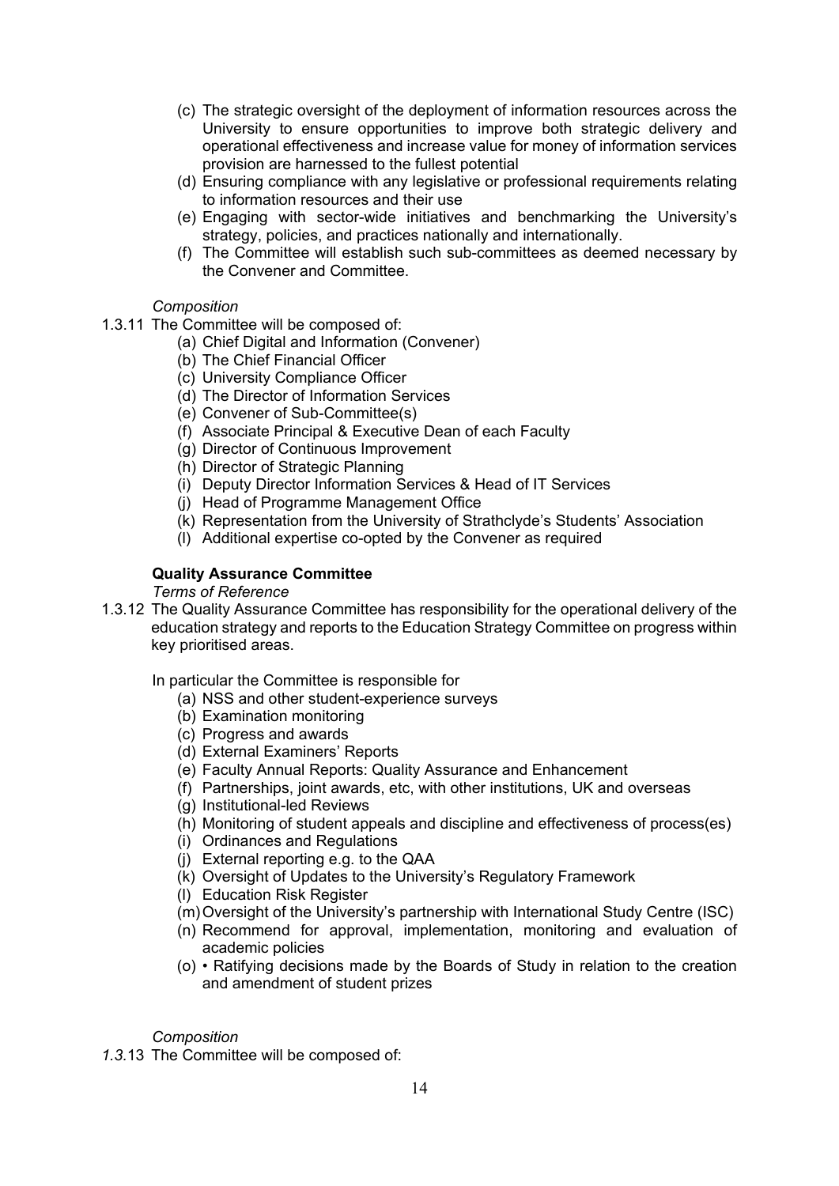(c) The strategic oversight of the deployment of information resources across the University to ensure opportunities to improve both strategic delivery and operational effectiveness and increase value for money of information services provision are harnessed to the fullest potential
(d) Ensuring compliance with any legislative or professional requirements relating to information resources and their use
(e) Engaging with sector-wide initiatives and benchmarking the University's strategy, policies, and practices nationally and internationally.
(f) The Committee will establish such sub-committees as deemed necessary by the Convener and Committee.

*Composition*

1.3.11 The Committee will be composed of:

(a) Chief Digital and Information (Convener)
(b) The Chief Financial Officer
(c) University Compliance Officer
(d) The Director of Information Services
(e) Convener of Sub-Committee(s)
(f) Associate Principal & Executive Dean of each Faculty
(g) Director of Continuous Improvement
(h) Director of Strategic Planning
(i) Deputy Director Information Services & Head of IT Services
(j) Head of Programme Management Office
(k) Representation from the University of Strathclyde's Students' Association
(l) Additional expertise co-opted by the Convener as required

**Quality Assurance Committee**

*Terms of Reference*

1.3.12 The Quality Assurance Committee has responsibility for the operational delivery of the education strategy and reports to the Education Strategy Committee on progress within key prioritised areas.

In particular the Committee is responsible for

(a) NSS and other student-experience surveys
(b) Examination monitoring
(c) Progress and awards
(d) External Examiners' Reports
(e) Faculty Annual Reports: Quality Assurance and Enhancement
(f) Partnerships, joint awards, etc, with other institutions, UK and overseas
(g) Institutional-led Reviews
(h) Monitoring of student appeals and discipline and effectiveness of process(es)
(i) Ordinances and Regulations
(j) External reporting e.g. to the QAA
(k) Oversight of Updates to the University's Regulatory Framework
(l) Education Risk Register
(m) Oversight of the University's partnership with International Study Centre (ISC)
(n) Recommend for approval, implementation, monitoring and evaluation of academic policies
(o) • Ratifying decisions made by the Boards of Study in relation to the creation and amendment of student prizes

*Composition*

*1.3.*13 The Committee will be composed of: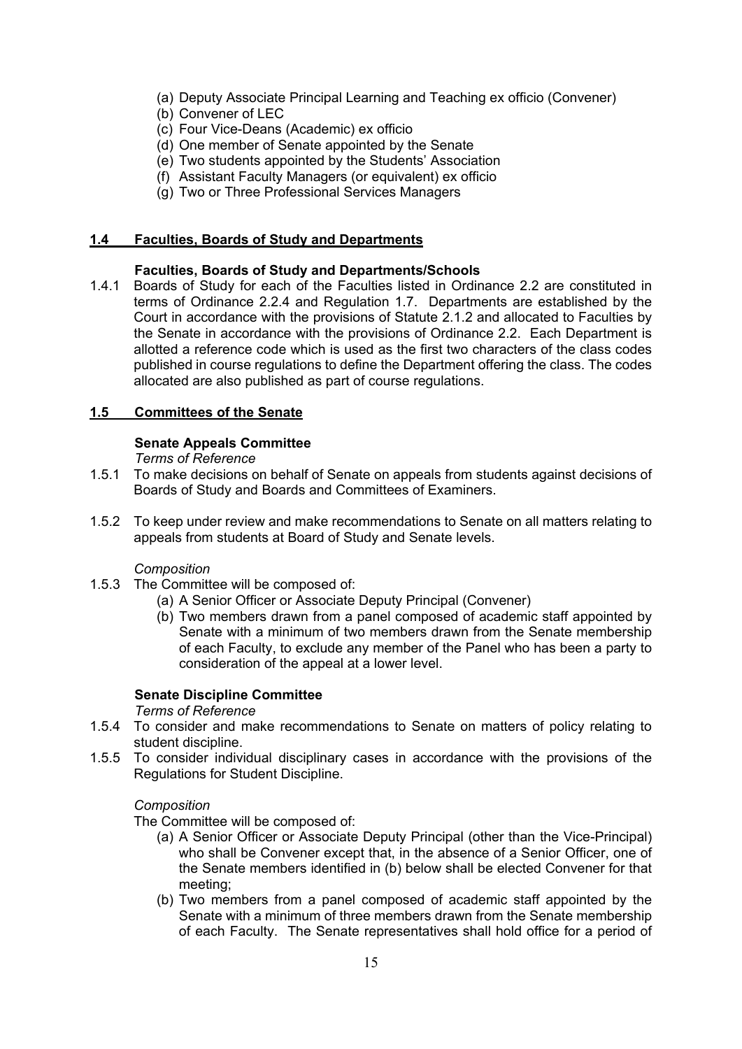(a) Deputy Associate Principal Learning and Teaching ex officio (Convener)
(b) Convener of LEC
(c) Four Vice-Deans (Academic) ex officio
(d) One member of Senate appointed by the Senate
(e) Two students appointed by the Students' Association
(f) Assistant Faculty Managers (or equivalent) ex officio
(g) Two or Three Professional Services Managers

## 1.4 Faculties, Boards of Study and Departments

### Faculties, Boards of Study and Departments/Schools

1.4.1 Boards of Study for each of the Faculties listed in Ordinance 2.2 are constituted in terms of Ordinance 2.2.4 and Regulation 1.7. Departments are established by the Court in accordance with the provisions of Statute 2.1.2 and allocated to Faculties by the Senate in accordance with the provisions of Ordinance 2.2. Each Department is allotted a reference code which is used as the first two characters of the class codes published in course regulations to define the Department offering the class. The codes allocated are also published as part of course regulations.

## 1.5 Committees of the Senate

### Senate Appeals Committee

*Terms of Reference*

1.5.1 To make decisions on behalf of Senate on appeals from students against decisions of Boards of Study and Boards and Committees of Examiners.

1.5.2 To keep under review and make recommendations to Senate on all matters relating to appeals from students at Board of Study and Senate levels.

*Composition*

1.5.3 The Committee will be composed of:

(a) A Senior Officer or Associate Deputy Principal (Convener)
(b) Two members drawn from a panel composed of academic staff appointed by Senate with a minimum of two members drawn from the Senate membership of each Faculty, to exclude any member of the Panel who has been a party to consideration of the appeal at a lower level.

### Senate Discipline Committee

*Terms of Reference*

1.5.4 To consider and make recommendations to Senate on matters of policy relating to student discipline.

1.5.5 To consider individual disciplinary cases in accordance with the provisions of the Regulations for Student Discipline.

*Composition*

The Committee will be composed of:

(a) A Senior Officer or Associate Deputy Principal (other than the Vice-Principal) who shall be Convener except that, in the absence of a Senior Officer, one of the Senate members identified in (b) below shall be elected Convener for that meeting;
(b) Two members from a panel composed of academic staff appointed by the Senate with a minimum of three members drawn from the Senate membership of each Faculty. The Senate representatives shall hold office for a period of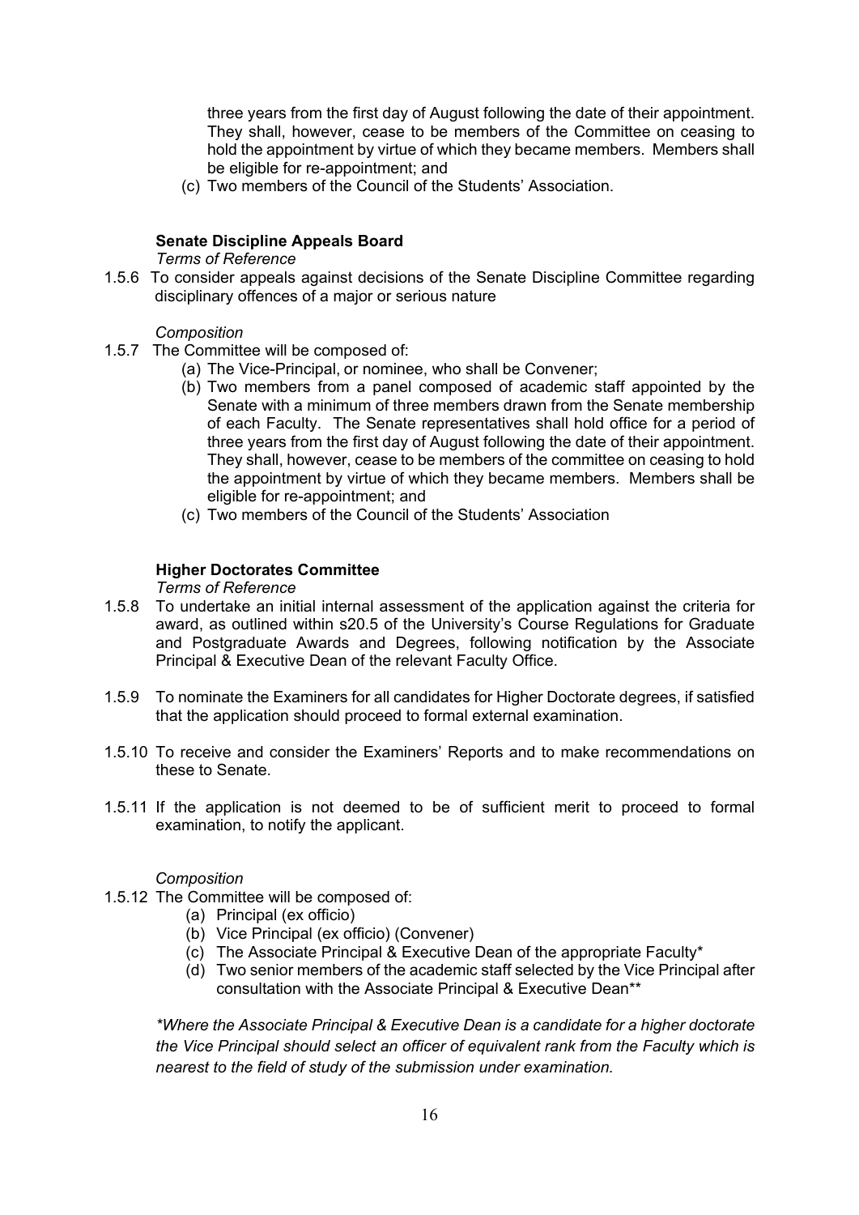three years from the first day of August following the date of their appointment. They shall, however, cease to be members of the Committee on ceasing to hold the appointment by virtue of which they became members. Members shall be eligible for re-appointment; and

(c) Two members of the Council of the Students' Association.

**Senate Discipline Appeals Board**

*Terms of Reference*

1.5.6 To consider appeals against decisions of the Senate Discipline Committee regarding disciplinary offences of a major or serious nature

*Composition*

1.5.7 The Committee will be composed of:

(a) The Vice-Principal, or nominee, who shall be Convener;

(b) Two members from a panel composed of academic staff appointed by the Senate with a minimum of three members drawn from the Senate membership of each Faculty. The Senate representatives shall hold office for a period of three years from the first day of August following the date of their appointment. They shall, however, cease to be members of the committee on ceasing to hold the appointment by virtue of which they became members. Members shall be eligible for re-appointment; and

(c) Two members of the Council of the Students' Association

**Higher Doctorates Committee**

*Terms of Reference*

1.5.8 To undertake an initial internal assessment of the application against the criteria for award, as outlined within s20.5 of the University's Course Regulations for Graduate and Postgraduate Awards and Degrees, following notification by the Associate Principal & Executive Dean of the relevant Faculty Office.

1.5.9 To nominate the Examiners for all candidates for Higher Doctorate degrees, if satisfied that the application should proceed to formal external examination.

1.5.10 To receive and consider the Examiners' Reports and to make recommendations on these to Senate.

1.5.11 If the application is not deemed to be of sufficient merit to proceed to formal examination, to notify the applicant.

*Composition*

1.5.12 The Committee will be composed of:

(a) Principal (ex officio)

(b) Vice Principal (ex officio) (Convener)

(c) The Associate Principal & Executive Dean of the appropriate Faculty*

(d) Two senior members of the academic staff selected by the Vice Principal after consultation with the Associate Principal & Executive Dean**

*\*Where the Associate Principal & Executive Dean is a candidate for a higher doctorate the Vice Principal should select an officer of equivalent rank from the Faculty which is nearest to the field of study of the submission under examination.*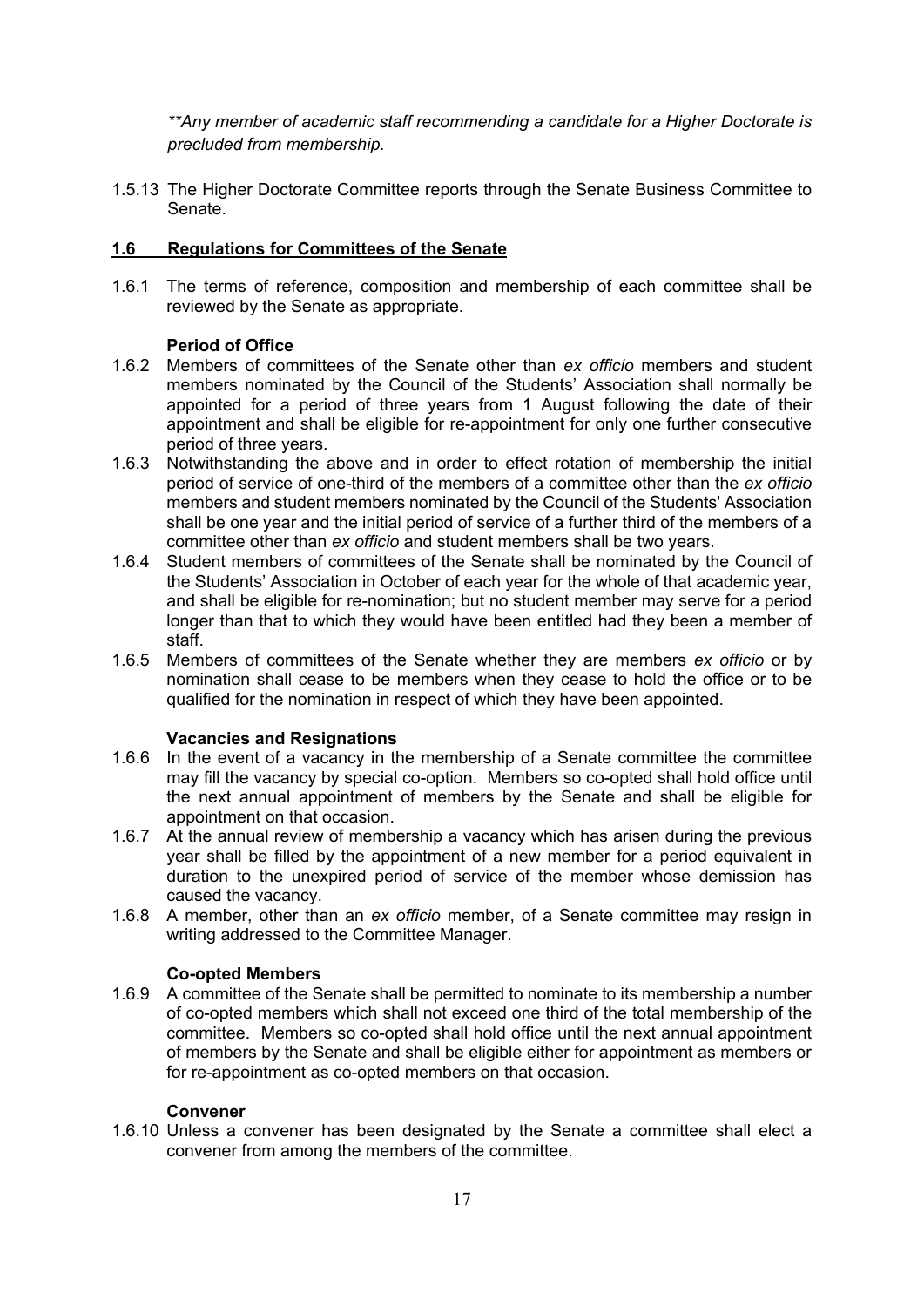*\*\*Any member of academic staff recommending a candidate for a Higher Doctorate is precluded from membership.*

1.5.13 The Higher Doctorate Committee reports through the Senate Business Committee to Senate.

## 1.6 Regulations for Committees of the Senate

1.6.1 The terms of reference, composition and membership of each committee shall be reviewed by the Senate as appropriate.

**Period of Office**

1.6.2 Members of committees of the Senate other than *ex officio* members and student members nominated by the Council of the Students' Association shall normally be appointed for a period of three years from 1 August following the date of their appointment and shall be eligible for re-appointment for only one further consecutive period of three years.

1.6.3 Notwithstanding the above and in order to effect rotation of membership the initial period of service of one-third of the members of a committee other than the *ex officio* members and student members nominated by the Council of the Students' Association shall be one year and the initial period of service of a further third of the members of a committee other than *ex officio* and student members shall be two years.

1.6.4 Student members of committees of the Senate shall be nominated by the Council of the Students' Association in October of each year for the whole of that academic year, and shall be eligible for re-nomination; but no student member may serve for a period longer than that to which they would have been entitled had they been a member of staff.

1.6.5 Members of committees of the Senate whether they are members *ex officio* or by nomination shall cease to be members when they cease to hold the office or to be qualified for the nomination in respect of which they have been appointed.

**Vacancies and Resignations**

1.6.6 In the event of a vacancy in the membership of a Senate committee the committee may fill the vacancy by special co-option. Members so co-opted shall hold office until the next annual appointment of members by the Senate and shall be eligible for appointment on that occasion.

1.6.7 At the annual review of membership a vacancy which has arisen during the previous year shall be filled by the appointment of a new member for a period equivalent in duration to the unexpired period of service of the member whose demission has caused the vacancy.

1.6.8 A member, other than an *ex officio* member, of a Senate committee may resign in writing addressed to the Committee Manager.

**Co-opted Members**

1.6.9 A committee of the Senate shall be permitted to nominate to its membership a number of co-opted members which shall not exceed one third of the total membership of the committee. Members so co-opted shall hold office until the next annual appointment of members by the Senate and shall be eligible either for appointment as members or for re-appointment as co-opted members on that occasion.

**Convener**

1.6.10 Unless a convener has been designated by the Senate a committee shall elect a convener from among the members of the committee.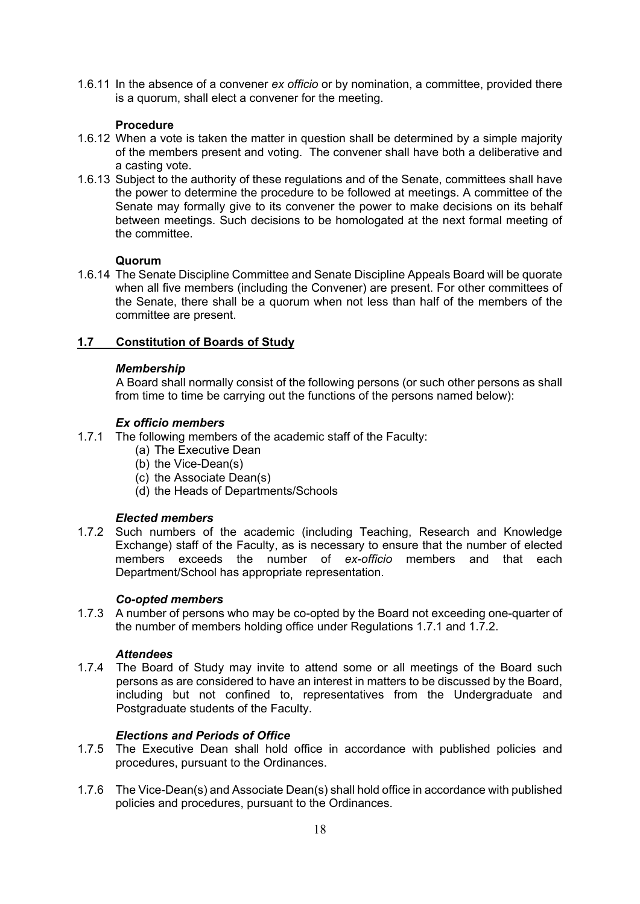1.6.11 In the absence of a convener *ex officio* or by nomination, a committee, provided there is a quorum, shall elect a convener for the meeting.

**Procedure**

1.6.12 When a vote is taken the matter in question shall be determined by a simple majority of the members present and voting. The convener shall have both a deliberative and a casting vote.

1.6.13 Subject to the authority of these regulations and of the Senate, committees shall have the power to determine the procedure to be followed at meetings. A committee of the Senate may formally give to its convener the power to make decisions on its behalf between meetings. Such decisions to be homologated at the next formal meeting of the committee.

**Quorum**

1.6.14 The Senate Discipline Committee and Senate Discipline Appeals Board will be quorate when all five members (including the Convener) are present. For other committees of the Senate, there shall be a quorum when not less than half of the members of the committee are present.

## 1.7 Constitution of Boards of Study

***Membership***

A Board shall normally consist of the following persons (or such other persons as shall from time to time be carrying out the functions of the persons named below):

***Ex officio members***

1.7.1 The following members of the academic staff of the Faculty:

- (a) The Executive Dean
- (b) the Vice-Dean(s)
- (c) the Associate Dean(s)
- (d) the Heads of Departments/Schools

***Elected members***

1.7.2 Such numbers of the academic (including Teaching, Research and Knowledge Exchange) staff of the Faculty, as is necessary to ensure that the number of elected members exceeds the number of *ex-officio* members and that each Department/School has appropriate representation.

***Co-opted members***

1.7.3 A number of persons who may be co-opted by the Board not exceeding one-quarter of the number of members holding office under Regulations 1.7.1 and 1.7.2.

***Attendees***

1.7.4 The Board of Study may invite to attend some or all meetings of the Board such persons as are considered to have an interest in matters to be discussed by the Board, including but not confined to, representatives from the Undergraduate and Postgraduate students of the Faculty.

***Elections and Periods of Office***

1.7.5 The Executive Dean shall hold office in accordance with published policies and procedures, pursuant to the Ordinances.

1.7.6 The Vice-Dean(s) and Associate Dean(s) shall hold office in accordance with published policies and procedures, pursuant to the Ordinances.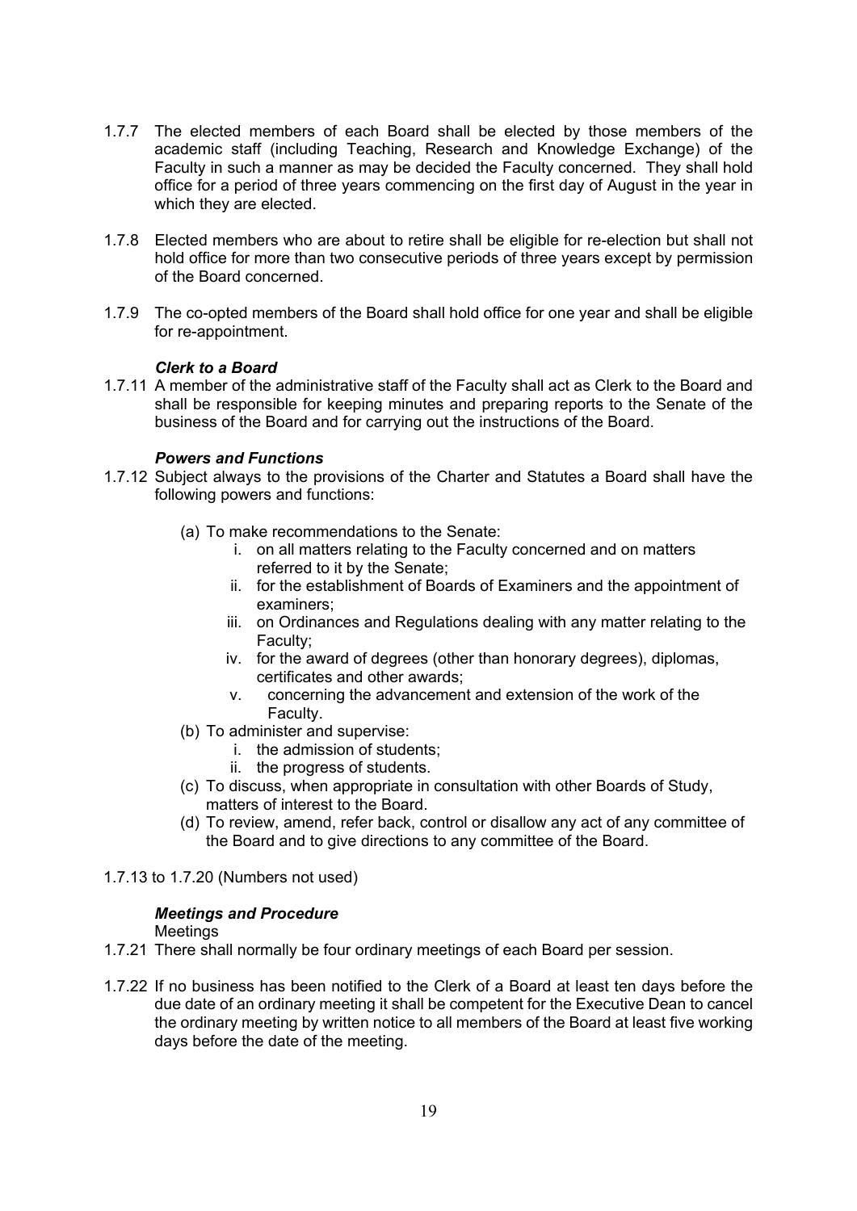1.7.7 The elected members of each Board shall be elected by those members of the academic staff (including Teaching, Research and Knowledge Exchange) of the Faculty in such a manner as may be decided the Faculty concerned. They shall hold office for a period of three years commencing on the first day of August in the year in which they are elected.

1.7.8 Elected members who are about to retire shall be eligible for re-election but shall not hold office for more than two consecutive periods of three years except by permission of the Board concerned.

1.7.9 The co-opted members of the Board shall hold office for one year and shall be eligible for re-appointment.

***Clerk to a Board***

1.7.11 A member of the administrative staff of the Faculty shall act as Clerk to the Board and shall be responsible for keeping minutes and preparing reports to the Senate of the business of the Board and for carrying out the instructions of the Board.

***Powers and Functions***

1.7.12 Subject always to the provisions of the Charter and Statutes a Board shall have the following powers and functions:

(a) To make recommendations to the Senate:
   i. on all matters relating to the Faculty concerned and on matters referred to it by the Senate;
   ii. for the establishment of Boards of Examiners and the appointment of examiners;
   iii. on Ordinances and Regulations dealing with any matter relating to the Faculty;
   iv. for the award of degrees (other than honorary degrees), diplomas, certificates and other awards;
   v. concerning the advancement and extension of the work of the Faculty.

(b) To administer and supervise:
   i. the admission of students;
   ii. the progress of students.

(c) To discuss, when appropriate in consultation with other Boards of Study, matters of interest to the Board.

(d) To review, amend, refer back, control or disallow any act of any committee of the Board and to give directions to any committee of the Board.

1.7.13 to 1.7.20 (Numbers not used)

***Meetings and Procedure***

Meetings

1.7.21 There shall normally be four ordinary meetings of each Board per session.

1.7.22 If no business has been notified to the Clerk of a Board at least ten days before the due date of an ordinary meeting it shall be competent for the Executive Dean to cancel the ordinary meeting by written notice to all members of the Board at least five working days before the date of the meeting.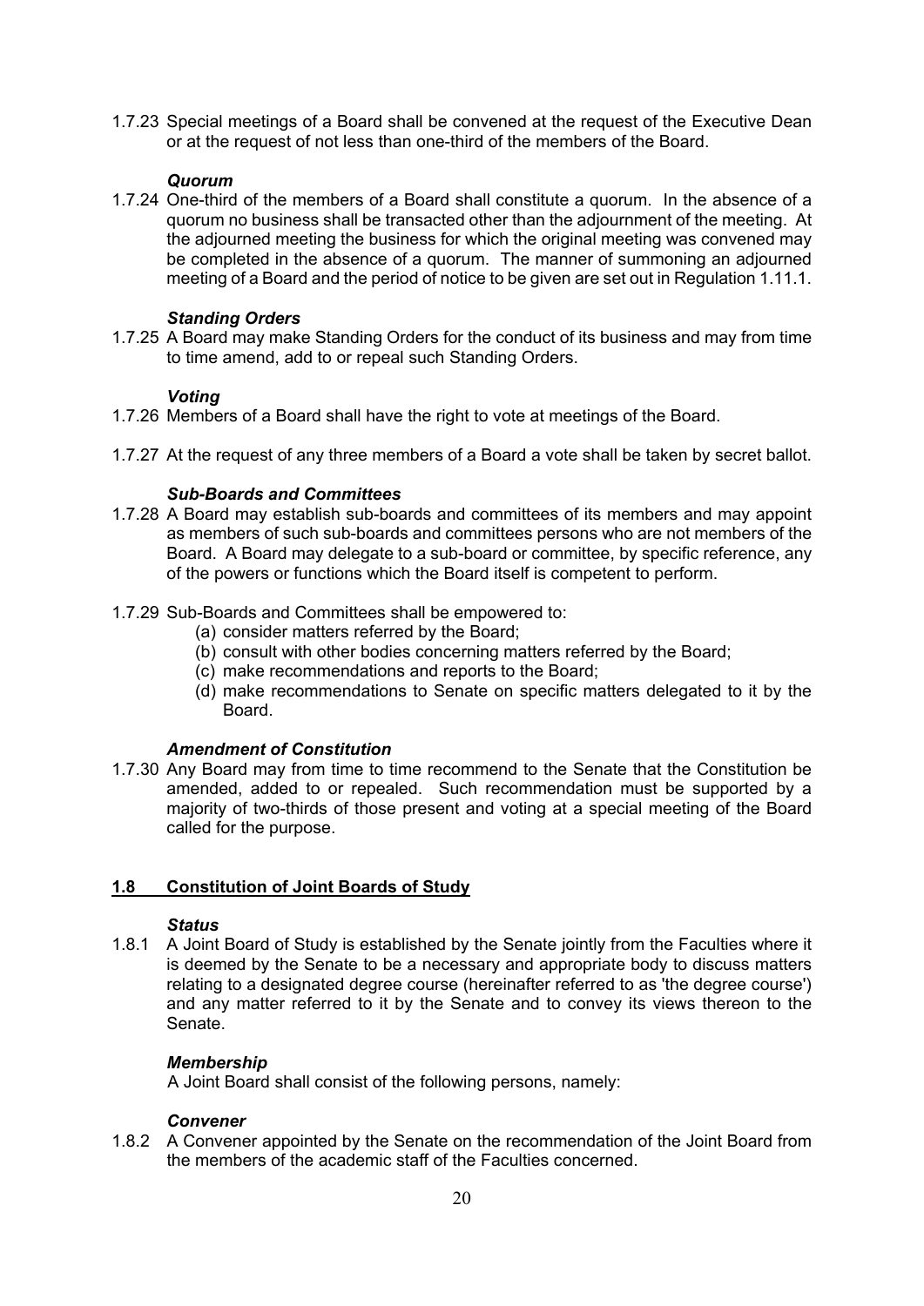1.7.23 Special meetings of a Board shall be convened at the request of the Executive Dean or at the request of not less than one-third of the members of the Board.

***Quorum***

1.7.24 One-third of the members of a Board shall constitute a quorum. In the absence of a quorum no business shall be transacted other than the adjournment of the meeting. At the adjourned meeting the business for which the original meeting was convened may be completed in the absence of a quorum. The manner of summoning an adjourned meeting of a Board and the period of notice to be given are set out in Regulation 1.11.1.

***Standing Orders***

1.7.25 A Board may make Standing Orders for the conduct of its business and may from time to time amend, add to or repeal such Standing Orders.

***Voting***

1.7.26 Members of a Board shall have the right to vote at meetings of the Board.

1.7.27 At the request of any three members of a Board a vote shall be taken by secret ballot.

***Sub-Boards and Committees***

1.7.28 A Board may establish sub-boards and committees of its members and may appoint as members of such sub-boards and committees persons who are not members of the Board. A Board may delegate to a sub-board or committee, by specific reference, any of the powers or functions which the Board itself is competent to perform.

1.7.29 Sub-Boards and Committees shall be empowered to:

(a) consider matters referred by the Board;
(b) consult with other bodies concerning matters referred by the Board;
(c) make recommendations and reports to the Board;
(d) make recommendations to Senate on specific matters delegated to it by the Board.

***Amendment of Constitution***

1.7.30 Any Board may from time to time recommend to the Senate that the Constitution be amended, added to or repealed. Such recommendation must be supported by a majority of two-thirds of those present and voting at a special meeting of the Board called for the purpose.

## **1.8 Constitution of Joint Boards of Study**

***Status***

1.8.1 A Joint Board of Study is established by the Senate jointly from the Faculties where it is deemed by the Senate to be a necessary and appropriate body to discuss matters relating to a designated degree course (hereinafter referred to as 'the degree course') and any matter referred to it by the Senate and to convey its views thereon to the Senate.

***Membership***

A Joint Board shall consist of the following persons, namely:

***Convener***

1.8.2 A Convener appointed by the Senate on the recommendation of the Joint Board from the members of the academic staff of the Faculties concerned.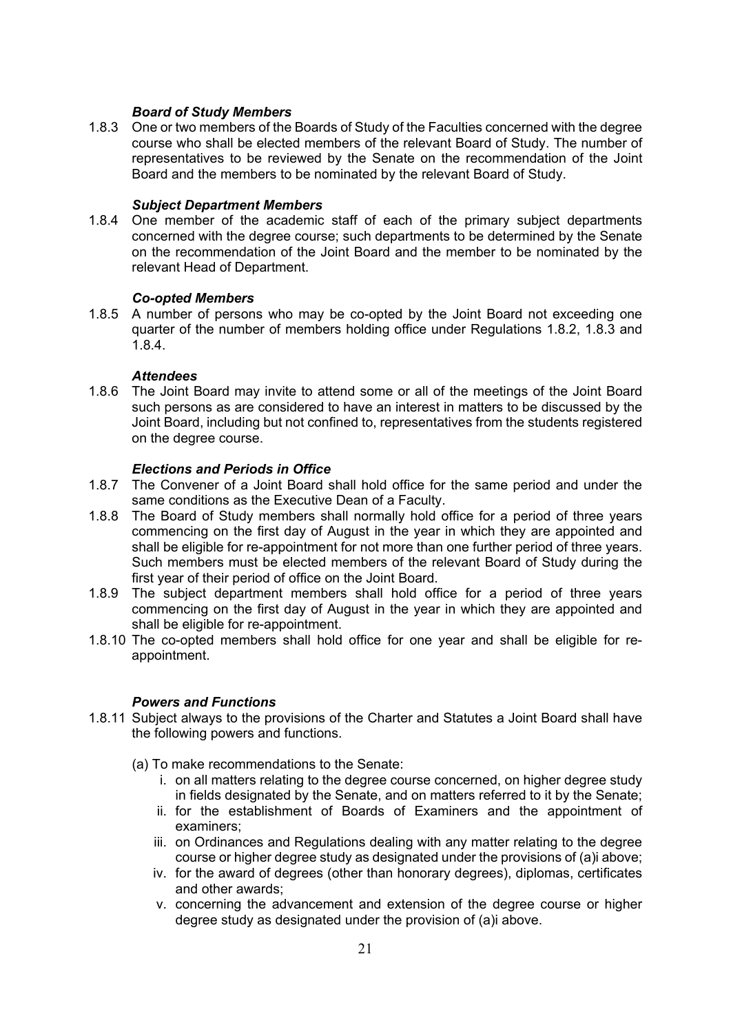***Board of Study Members***

1.8.3 One or two members of the Boards of Study of the Faculties concerned with the degree course who shall be elected members of the relevant Board of Study. The number of representatives to be reviewed by the Senate on the recommendation of the Joint Board and the members to be nominated by the relevant Board of Study.

***Subject Department Members***

1.8.4 One member of the academic staff of each of the primary subject departments concerned with the degree course; such departments to be determined by the Senate on the recommendation of the Joint Board and the member to be nominated by the relevant Head of Department.

***Co-opted Members***

1.8.5 A number of persons who may be co-opted by the Joint Board not exceeding one quarter of the number of members holding office under Regulations 1.8.2, 1.8.3 and 1.8.4.

***Attendees***

1.8.6 The Joint Board may invite to attend some or all of the meetings of the Joint Board such persons as are considered to have an interest in matters to be discussed by the Joint Board, including but not confined to, representatives from the students registered on the degree course.

***Elections and Periods in Office***

1.8.7 The Convener of a Joint Board shall hold office for the same period and under the same conditions as the Executive Dean of a Faculty.

1.8.8 The Board of Study members shall normally hold office for a period of three years commencing on the first day of August in the year in which they are appointed and shall be eligible for re-appointment for not more than one further period of three years. Such members must be elected members of the relevant Board of Study during the first year of their period of office on the Joint Board.

1.8.9 The subject department members shall hold office for a period of three years commencing on the first day of August in the year in which they are appointed and shall be eligible for re-appointment.

1.8.10 The co-opted members shall hold office for one year and shall be eligible for re-appointment.

***Powers and Functions***

1.8.11 Subject always to the provisions of the Charter and Statutes a Joint Board shall have the following powers and functions.

(a) To make recommendations to the Senate:

i. on all matters relating to the degree course concerned, on higher degree study in fields designated by the Senate, and on matters referred to it by the Senate;
ii. for the establishment of Boards of Examiners and the appointment of examiners;
iii. on Ordinances and Regulations dealing with any matter relating to the degree course or higher degree study as designated under the provisions of (a)i above;
iv. for the award of degrees (other than honorary degrees), diplomas, certificates and other awards;
v. concerning the advancement and extension of the degree course or higher degree study as designated under the provision of (a)i above.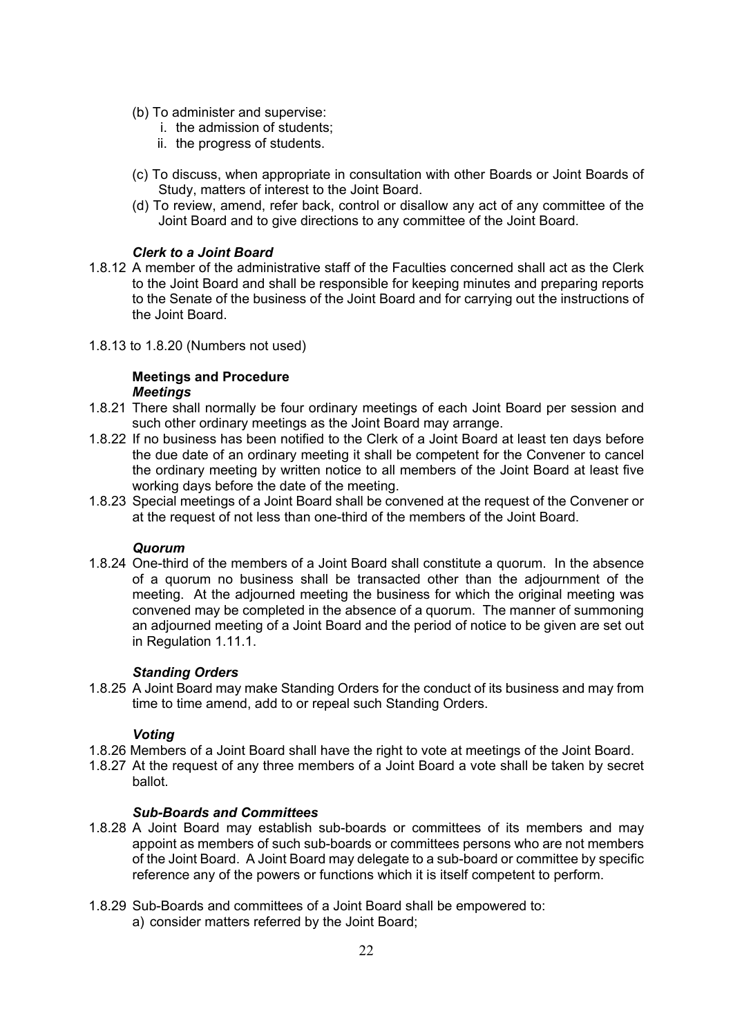(b) To administer and supervise:
   i. the admission of students;
   ii. the progress of students.

(c) To discuss, when appropriate in consultation with other Boards or Joint Boards of Study, matters of interest to the Joint Board.

(d) To review, amend, refer back, control or disallow any act of any committee of the Joint Board and to give directions to any committee of the Joint Board.

### *Clerk to a Joint Board*

1.8.12 A member of the administrative staff of the Faculties concerned shall act as the Clerk to the Joint Board and shall be responsible for keeping minutes and preparing reports to the Senate of the business of the Joint Board and for carrying out the instructions of the Joint Board.

1.8.13 to 1.8.20 (Numbers not used)

## Meetings and Procedure

### *Meetings*

1.8.21 There shall normally be four ordinary meetings of each Joint Board per session and such other ordinary meetings as the Joint Board may arrange.

1.8.22 If no business has been notified to the Clerk of a Joint Board at least ten days before the due date of an ordinary meeting it shall be competent for the Convener to cancel the ordinary meeting by written notice to all members of the Joint Board at least five working days before the date of the meeting.

1.8.23 Special meetings of a Joint Board shall be convened at the request of the Convener or at the request of not less than one-third of the members of the Joint Board.

### *Quorum*

1.8.24 One-third of the members of a Joint Board shall constitute a quorum. In the absence of a quorum no business shall be transacted other than the adjournment of the meeting. At the adjourned meeting the business for which the original meeting was convened may be completed in the absence of a quorum. The manner of summoning an adjourned meeting of a Joint Board and the period of notice to be given are set out in Regulation 1.11.1.

### *Standing Orders*

1.8.25 A Joint Board may make Standing Orders for the conduct of its business and may from time to time amend, add to or repeal such Standing Orders.

### *Voting*

1.8.26 Members of a Joint Board shall have the right to vote at meetings of the Joint Board.

1.8.27 At the request of any three members of a Joint Board a vote shall be taken by secret ballot.

### *Sub-Boards and Committees*

1.8.28 A Joint Board may establish sub-boards or committees of its members and may appoint as members of such sub-boards or committees persons who are not members of the Joint Board. A Joint Board may delegate to a sub-board or committee by specific reference any of the powers or functions which it is itself competent to perform.

1.8.29 Sub-Boards and committees of a Joint Board shall be empowered to:

a) consider matters referred by the Joint Board;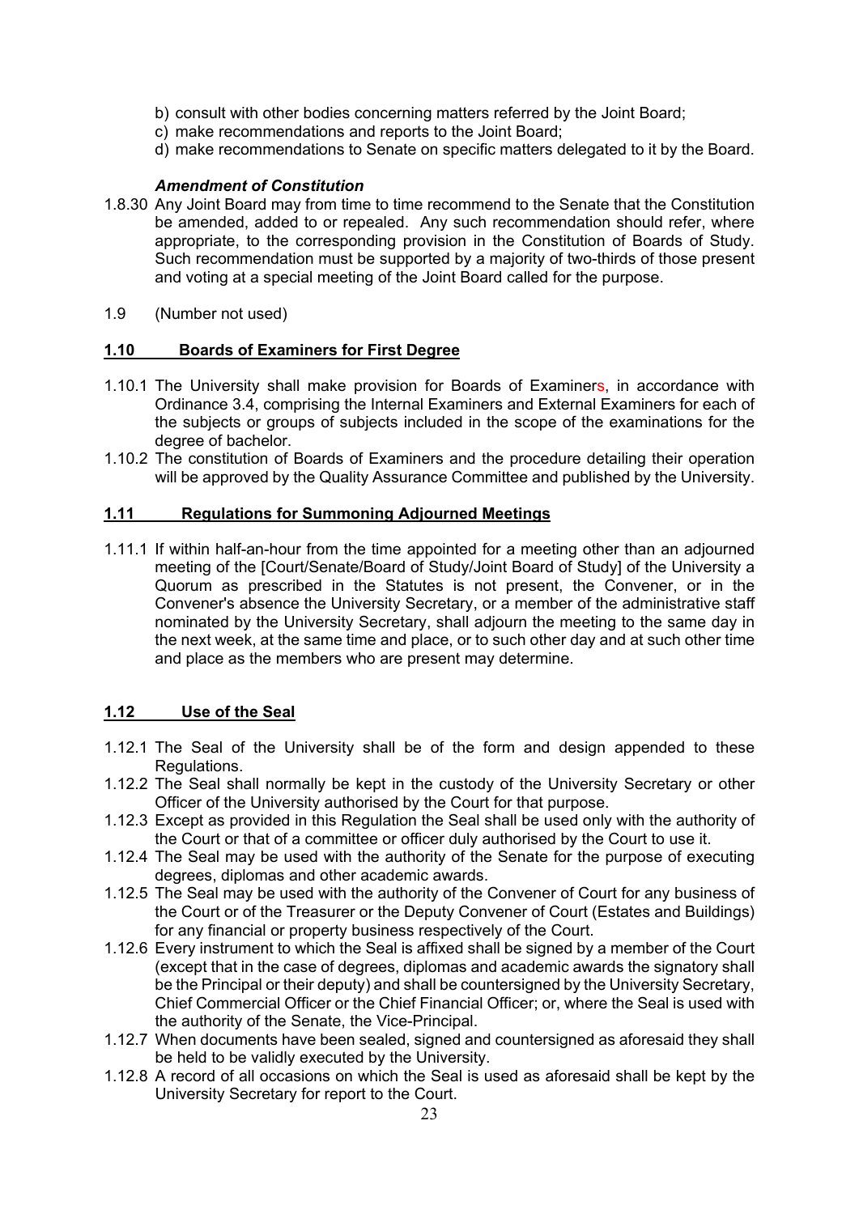b) consult with other bodies concerning matters referred by the Joint Board;
c) make recommendations and reports to the Joint Board;
d) make recommendations to Senate on specific matters delegated to it by the Board.

***Amendment of Constitution***

1.8.30 Any Joint Board may from time to time recommend to the Senate that the Constitution be amended, added to or repealed. Any such recommendation should refer, where appropriate, to the corresponding provision in the Constitution of Boards of Study. Such recommendation must be supported by a majority of two-thirds of those present and voting at a special meeting of the Joint Board called for the purpose.

1.9 (Number not used)

## 1.10 Boards of Examiners for First Degree

1.10.1 The University shall make provision for Boards of Examiners, in accordance with Ordinance 3.4, comprising the Internal Examiners and External Examiners for each of the subjects or groups of subjects included in the scope of the examinations for the degree of bachelor.

1.10.2 The constitution of Boards of Examiners and the procedure detailing their operation will be approved by the Quality Assurance Committee and published by the University.

## 1.11 Regulations for Summoning Adjourned Meetings

1.11.1 If within half-an-hour from the time appointed for a meeting other than an adjourned meeting of the [Court/Senate/Board of Study/Joint Board of Study] of the University a Quorum as prescribed in the Statutes is not present, the Convener, or in the Convener's absence the University Secretary, or a member of the administrative staff nominated by the University Secretary, shall adjourn the meeting to the same day in the next week, at the same time and place, or to such other day and at such other time and place as the members who are present may determine.

## 1.12 Use of the Seal

1.12.1 The Seal of the University shall be of the form and design appended to these Regulations.

1.12.2 The Seal shall normally be kept in the custody of the University Secretary or other Officer of the University authorised by the Court for that purpose.

1.12.3 Except as provided in this Regulation the Seal shall be used only with the authority of the Court or that of a committee or officer duly authorised by the Court to use it.

1.12.4 The Seal may be used with the authority of the Senate for the purpose of executing degrees, diplomas and other academic awards.

1.12.5 The Seal may be used with the authority of the Convener of Court for any business of the Court or of the Treasurer or the Deputy Convener of Court (Estates and Buildings) for any financial or property business respectively of the Court.

1.12.6 Every instrument to which the Seal is affixed shall be signed by a member of the Court (except that in the case of degrees, diplomas and academic awards the signatory shall be the Principal or their deputy) and shall be countersigned by the University Secretary, Chief Commercial Officer or the Chief Financial Officer; or, where the Seal is used with the authority of the Senate, the Vice-Principal.

1.12.7 When documents have been sealed, signed and countersigned as aforesaid they shall be held to be validly executed by the University.

1.12.8 A record of all occasions on which the Seal is used as aforesaid shall be kept by the University Secretary for report to the Court.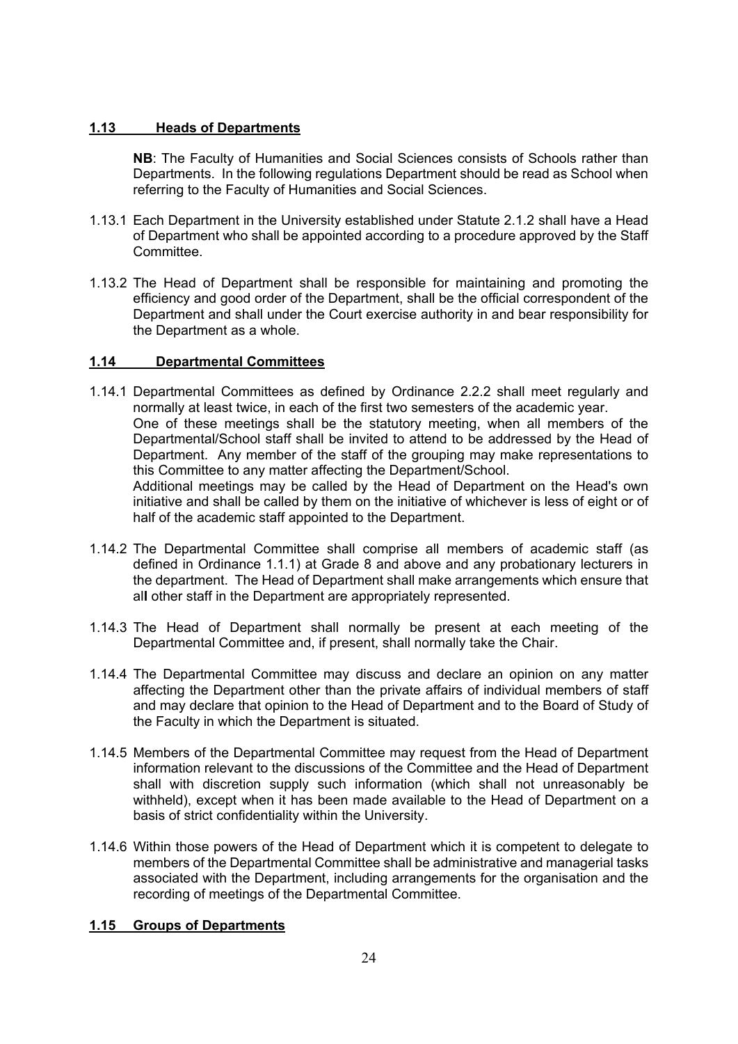## 1.13 Heads of Departments

**NB**: The Faculty of Humanities and Social Sciences consists of Schools rather than Departments. In the following regulations Department should be read as School when referring to the Faculty of Humanities and Social Sciences.

1.13.1 Each Department in the University established under Statute 2.1.2 shall have a Head of Department who shall be appointed according to a procedure approved by the Staff Committee.

1.13.2 The Head of Department shall be responsible for maintaining and promoting the efficiency and good order of the Department, shall be the official correspondent of the Department and shall under the Court exercise authority in and bear responsibility for the Department as a whole.

## 1.14 Departmental Committees

1.14.1 Departmental Committees as defined by Ordinance 2.2.2 shall meet regularly and normally at least twice, in each of the first two semesters of the academic year.
One of these meetings shall be the statutory meeting, when all members of the Departmental/School staff shall be invited to attend to be addressed by the Head of Department. Any member of the staff of the grouping may make representations to this Committee to any matter affecting the Department/School.
Additional meetings may be called by the Head of Department on the Head's own initiative and shall be called by them on the initiative of whichever is less of eight or of half of the academic staff appointed to the Department.

1.14.2 The Departmental Committee shall comprise all members of academic staff (as defined in Ordinance 1.1.1) at Grade 8 and above and any probationary lecturers in the department. The Head of Department shall make arrangements which ensure that all other staff in the Department are appropriately represented.

1.14.3 The Head of Department shall normally be present at each meeting of the Departmental Committee and, if present, shall normally take the Chair.

1.14.4 The Departmental Committee may discuss and declare an opinion on any matter affecting the Department other than the private affairs of individual members of staff and may declare that opinion to the Head of Department and to the Board of Study of the Faculty in which the Department is situated.

1.14.5 Members of the Departmental Committee may request from the Head of Department information relevant to the discussions of the Committee and the Head of Department shall with discretion supply such information (which shall not unreasonably be withheld), except when it has been made available to the Head of Department on a basis of strict confidentiality within the University.

1.14.6 Within those powers of the Head of Department which it is competent to delegate to members of the Departmental Committee shall be administrative and managerial tasks associated with the Department, including arrangements for the organisation and the recording of meetings of the Departmental Committee.

## 1.15 Groups of Departments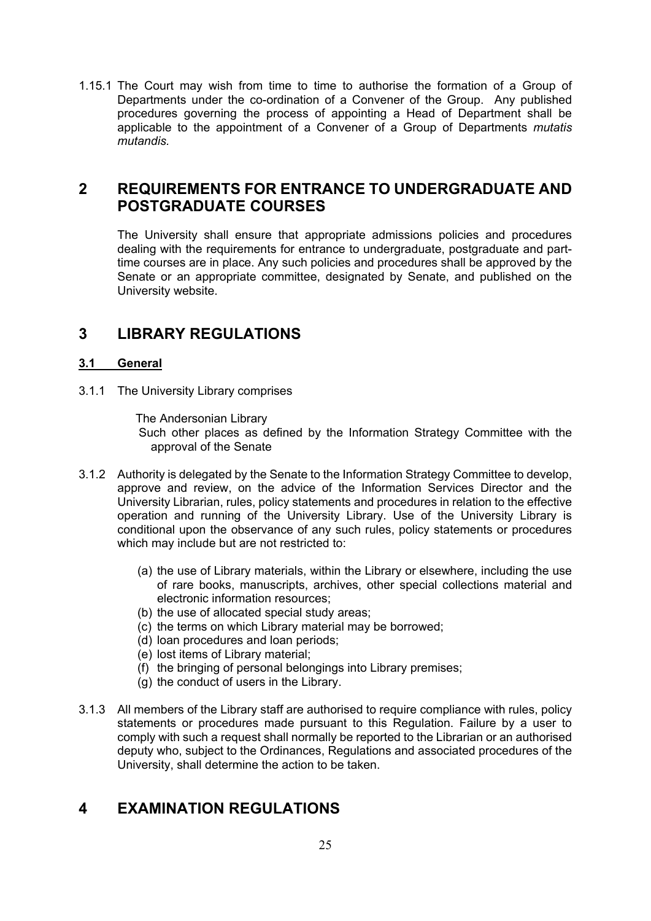1.15.1 The Court may wish from time to time to authorise the formation of a Group of Departments under the co-ordination of a Convener of the Group. Any published procedures governing the process of appointing a Head of Department shall be applicable to the appointment of a Convener of a Group of Departments *mutatis mutandis.*

# 2 REQUIREMENTS FOR ENTRANCE TO UNDERGRADUATE AND POSTGRADUATE COURSES

The University shall ensure that appropriate admissions policies and procedures dealing with the requirements for entrance to undergraduate, postgraduate and part-time courses are in place. Any such policies and procedures shall be approved by the Senate or an appropriate committee, designated by Senate, and published on the University website.

# 3 LIBRARY REGULATIONS

## 3.1 General

3.1.1 The University Library comprises

The Andersonian Library

Such other places as defined by the Information Strategy Committee with the approval of the Senate

3.1.2 Authority is delegated by the Senate to the Information Strategy Committee to develop, approve and review, on the advice of the Information Services Director and the University Librarian, rules, policy statements and procedures in relation to the effective operation and running of the University Library. Use of the University Library is conditional upon the observance of any such rules, policy statements or procedures which may include but are not restricted to:

(a) the use of Library materials, within the Library or elsewhere, including the use of rare books, manuscripts, archives, other special collections material and electronic information resources;
(b) the use of allocated special study areas;
(c) the terms on which Library material may be borrowed;
(d) loan procedures and loan periods;
(e) lost items of Library material;
(f) the bringing of personal belongings into Library premises;
(g) the conduct of users in the Library.

3.1.3 All members of the Library staff are authorised to require compliance with rules, policy statements or procedures made pursuant to this Regulation. Failure by a user to comply with such a request shall normally be reported to the Librarian or an authorised deputy who, subject to the Ordinances, Regulations and associated procedures of the University, shall determine the action to be taken.

# 4 EXAMINATION REGULATIONS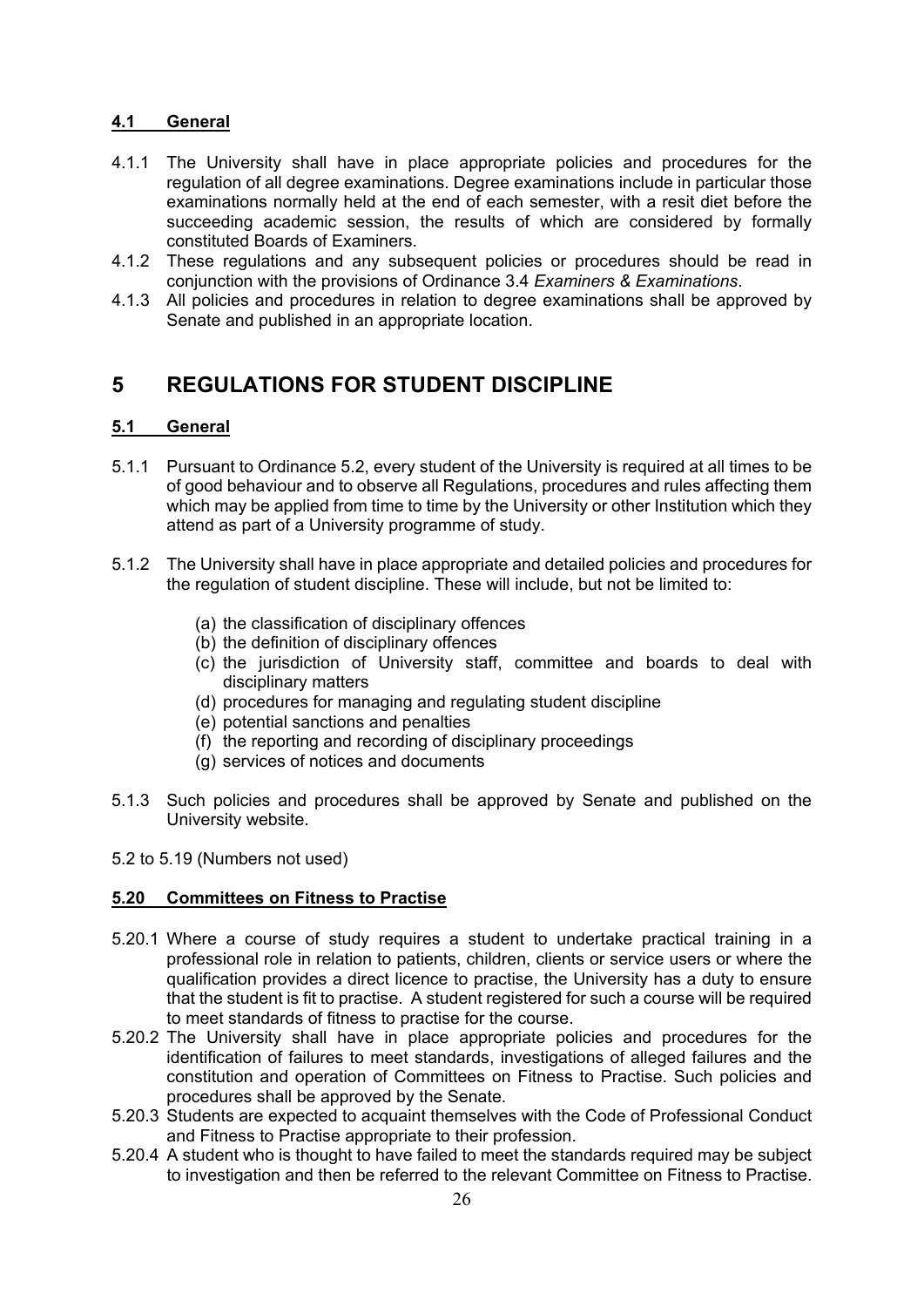### 4.1 General

4.1.1 The University shall have in place appropriate policies and procedures for the regulation of all degree examinations. Degree examinations include in particular those examinations normally held at the end of each semester, with a resit diet before the succeeding academic session, the results of which are considered by formally constituted Boards of Examiners.

4.1.2 These regulations and any subsequent policies or procedures should be read in conjunction with the provisions of Ordinance 3.4 *Examiners & Examinations*.

4.1.3 All policies and procedures in relation to degree examinations shall be approved by Senate and published in an appropriate location.

## 5 REGULATIONS FOR STUDENT DISCIPLINE

### 5.1 General

5.1.1 Pursuant to Ordinance 5.2, every student of the University is required at all times to be of good behaviour and to observe all Regulations, procedures and rules affecting them which may be applied from time to time by the University or other Institution which they attend as part of a University programme of study.

5.1.2 The University shall have in place appropriate and detailed policies and procedures for the regulation of student discipline. These will include, but not be limited to:

(a) the classification of disciplinary offences
(b) the definition of disciplinary offences
(c) the jurisdiction of University staff, committee and boards to deal with disciplinary matters
(d) procedures for managing and regulating student discipline
(e) potential sanctions and penalties
(f) the reporting and recording of disciplinary proceedings
(g) services of notices and documents

5.1.3 Such policies and procedures shall be approved by Senate and published on the University website.

5.2 to 5.19 (Numbers not used)

### 5.20 Committees on Fitness to Practise

5.20.1 Where a course of study requires a student to undertake practical training in a professional role in relation to patients, children, clients or service users or where the qualification provides a direct licence to practise, the University has a duty to ensure that the student is fit to practise. A student registered for such a course will be required to meet standards of fitness to practise for the course.

5.20.2 The University shall have in place appropriate policies and procedures for the identification of failures to meet standards, investigations of alleged failures and the constitution and operation of Committees on Fitness to Practise. Such policies and procedures shall be approved by the Senate.

5.20.3 Students are expected to acquaint themselves with the Code of Professional Conduct and Fitness to Practise appropriate to their profession.

5.20.4 A student who is thought to have failed to meet the standards required may be subject to investigation and then be referred to the relevant Committee on Fitness to Practise.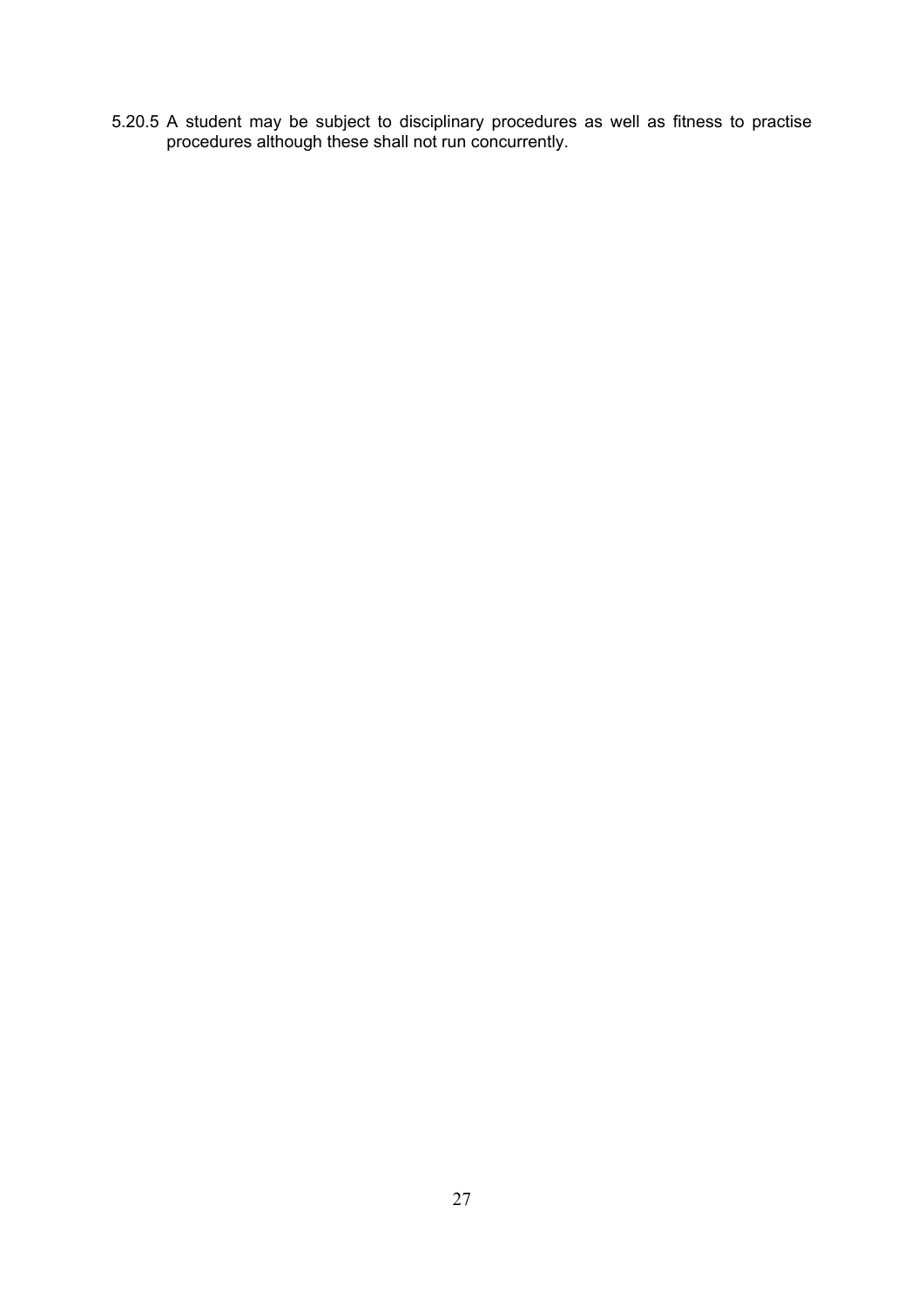5.20.5 A student may be subject to disciplinary procedures as well as fitness to practise procedures although these shall not run concurrently.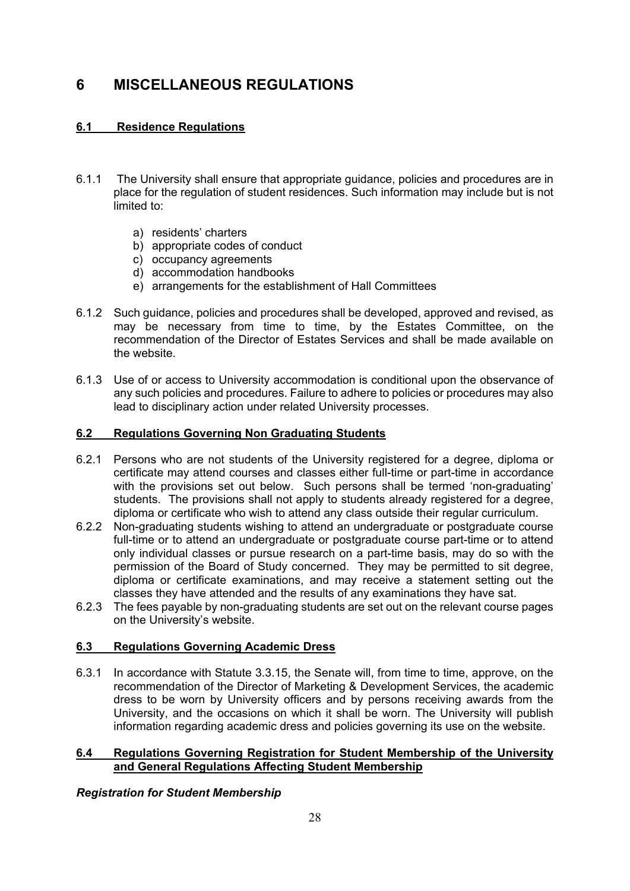# 6 MISCELLANEOUS REGULATIONS

## 6.1 Residence Regulations

6.1.1 The University shall ensure that appropriate guidance, policies and procedures are in place for the regulation of student residences. Such information may include but is not limited to:

a) residents' charters
b) appropriate codes of conduct
c) occupancy agreements
d) accommodation handbooks
e) arrangements for the establishment of Hall Committees

6.1.2 Such guidance, policies and procedures shall be developed, approved and revised, as may be necessary from time to time, by the Estates Committee, on the recommendation of the Director of Estates Services and shall be made available on the website.

6.1.3 Use of or access to University accommodation is conditional upon the observance of any such policies and procedures. Failure to adhere to policies or procedures may also lead to disciplinary action under related University processes.

## 6.2 Regulations Governing Non Graduating Students

6.2.1 Persons who are not students of the University registered for a degree, diploma or certificate may attend courses and classes either full-time or part-time in accordance with the provisions set out below. Such persons shall be termed 'non-graduating' students. The provisions shall not apply to students already registered for a degree, diploma or certificate who wish to attend any class outside their regular curriculum.

6.2.2 Non-graduating students wishing to attend an undergraduate or postgraduate course full-time or to attend an undergraduate or postgraduate course part-time or to attend only individual classes or pursue research on a part-time basis, may do so with the permission of the Board of Study concerned. They may be permitted to sit degree, diploma or certificate examinations, and may receive a statement setting out the classes they have attended and the results of any examinations they have sat.

6.2.3 The fees payable by non-graduating students are set out on the relevant course pages on the University's website.

## 6.3 Regulations Governing Academic Dress

6.3.1 In accordance with Statute 3.3.15, the Senate will, from time to time, approve, on the recommendation of the Director of Marketing & Development Services, the academic dress to be worn by University officers and by persons receiving awards from the University, and the occasions on which it shall be worn. The University will publish information regarding academic dress and policies governing its use on the website.

## 6.4 Regulations Governing Registration for Student Membership of the University and General Regulations Affecting Student Membership

***Registration for Student Membership***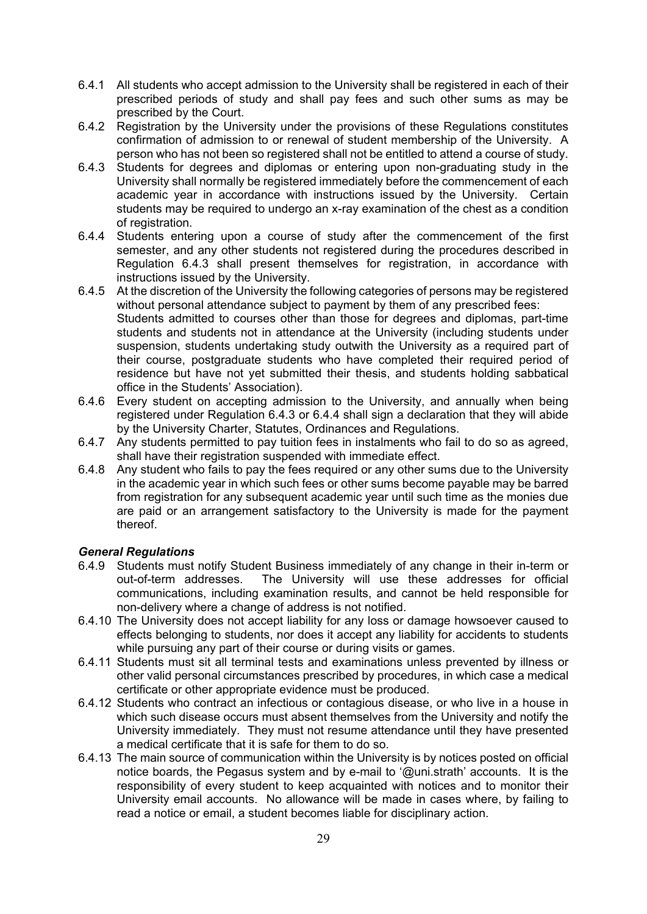6.4.1 All students who accept admission to the University shall be registered in each of their prescribed periods of study and shall pay fees and such other sums as may be prescribed by the Court.

6.4.2 Registration by the University under the provisions of these Regulations constitutes confirmation of admission to or renewal of student membership of the University. A person who has not been so registered shall not be entitled to attend a course of study.

6.4.3 Students for degrees and diplomas or entering upon non-graduating study in the University shall normally be registered immediately before the commencement of each academic year in accordance with instructions issued by the University. Certain students may be required to undergo an x-ray examination of the chest as a condition of registration.

6.4.4 Students entering upon a course of study after the commencement of the first semester, and any other students not registered during the procedures described in Regulation 6.4.3 shall present themselves for registration, in accordance with instructions issued by the University.

6.4.5 At the discretion of the University the following categories of persons may be registered without personal attendance subject to payment by them of any prescribed fees:
Students admitted to courses other than those for degrees and diplomas, part-time students and students not in attendance at the University (including students under suspension, students undertaking study outwith the University as a required part of their course, postgraduate students who have completed their required period of residence but have not yet submitted their thesis, and students holding sabbatical office in the Students' Association).

6.4.6 Every student on accepting admission to the University, and annually when being registered under Regulation 6.4.3 or 6.4.4 shall sign a declaration that they will abide by the University Charter, Statutes, Ordinances and Regulations.

6.4.7 Any students permitted to pay tuition fees in instalments who fail to do so as agreed, shall have their registration suspended with immediate effect.

6.4.8 Any student who fails to pay the fees required or any other sums due to the University in the academic year in which such fees or other sums become payable may be barred from registration for any subsequent academic year until such time as the monies due are paid or an arrangement satisfactory to the University is made for the payment thereof.

***General Regulations***

6.4.9 Students must notify Student Business immediately of any change in their in-term or out-of-term addresses. The University will use these addresses for official communications, including examination results, and cannot be held responsible for non-delivery where a change of address is not notified.

6.4.10 The University does not accept liability for any loss or damage howsoever caused to effects belonging to students, nor does it accept any liability for accidents to students while pursuing any part of their course or during visits or games.

6.4.11 Students must sit all terminal tests and examinations unless prevented by illness or other valid personal circumstances prescribed by procedures, in which case a medical certificate or other appropriate evidence must be produced.

6.4.12 Students who contract an infectious or contagious disease, or who live in a house in which such disease occurs must absent themselves from the University and notify the University immediately. They must not resume attendance until they have presented a medical certificate that it is safe for them to do so.

6.4.13 The main source of communication within the University is by notices posted on official notice boards, the Pegasus system and by e-mail to '@uni.strath' accounts. It is the responsibility of every student to keep acquainted with notices and to monitor their University email accounts. No allowance will be made in cases where, by failing to read a notice or email, a student becomes liable for disciplinary action.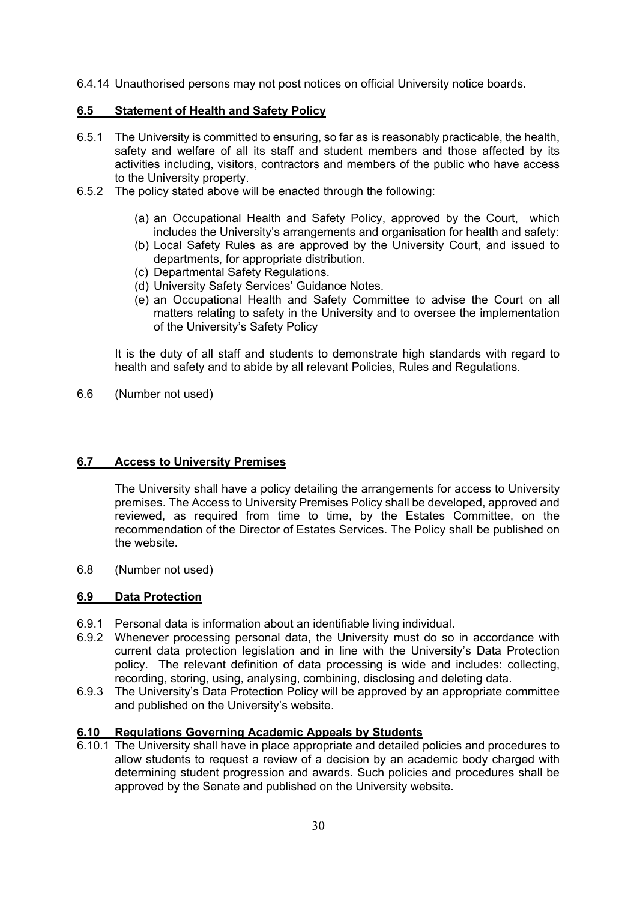6.4.14 Unauthorised persons may not post notices on official University notice boards.

## 6.5 Statement of Health and Safety Policy

6.5.1 The University is committed to ensuring, so far as is reasonably practicable, the health, safety and welfare of all its staff and student members and those affected by its activities including, visitors, contractors and members of the public who have access to the University property.

6.5.2 The policy stated above will be enacted through the following:

(a) an Occupational Health and Safety Policy, approved by the Court, which includes the University's arrangements and organisation for health and safety:
(b) Local Safety Rules as are approved by the University Court, and issued to departments, for appropriate distribution.
(c) Departmental Safety Regulations.
(d) University Safety Services' Guidance Notes.
(e) an Occupational Health and Safety Committee to advise the Court on all matters relating to safety in the University and to oversee the implementation of the University's Safety Policy

It is the duty of all staff and students to demonstrate high standards with regard to health and safety and to abide by all relevant Policies, Rules and Regulations.

6.6 (Number not used)

## 6.7 Access to University Premises

The University shall have a policy detailing the arrangements for access to University premises. The Access to University Premises Policy shall be developed, approved and reviewed, as required from time to time, by the Estates Committee, on the recommendation of the Director of Estates Services. The Policy shall be published on the website.

6.8 (Number not used)

## 6.9 Data Protection

6.9.1 Personal data is information about an identifiable living individual.

6.9.2 Whenever processing personal data, the University must do so in accordance with current data protection legislation and in line with the University's Data Protection policy. The relevant definition of data processing is wide and includes: collecting, recording, storing, using, analysing, combining, disclosing and deleting data.

6.9.3 The University's Data Protection Policy will be approved by an appropriate committee and published on the University's website.

## 6.10 Regulations Governing Academic Appeals by Students

6.10.1 The University shall have in place appropriate and detailed policies and procedures to allow students to request a review of a decision by an academic body charged with determining student progression and awards. Such policies and procedures shall be approved by the Senate and published on the University website.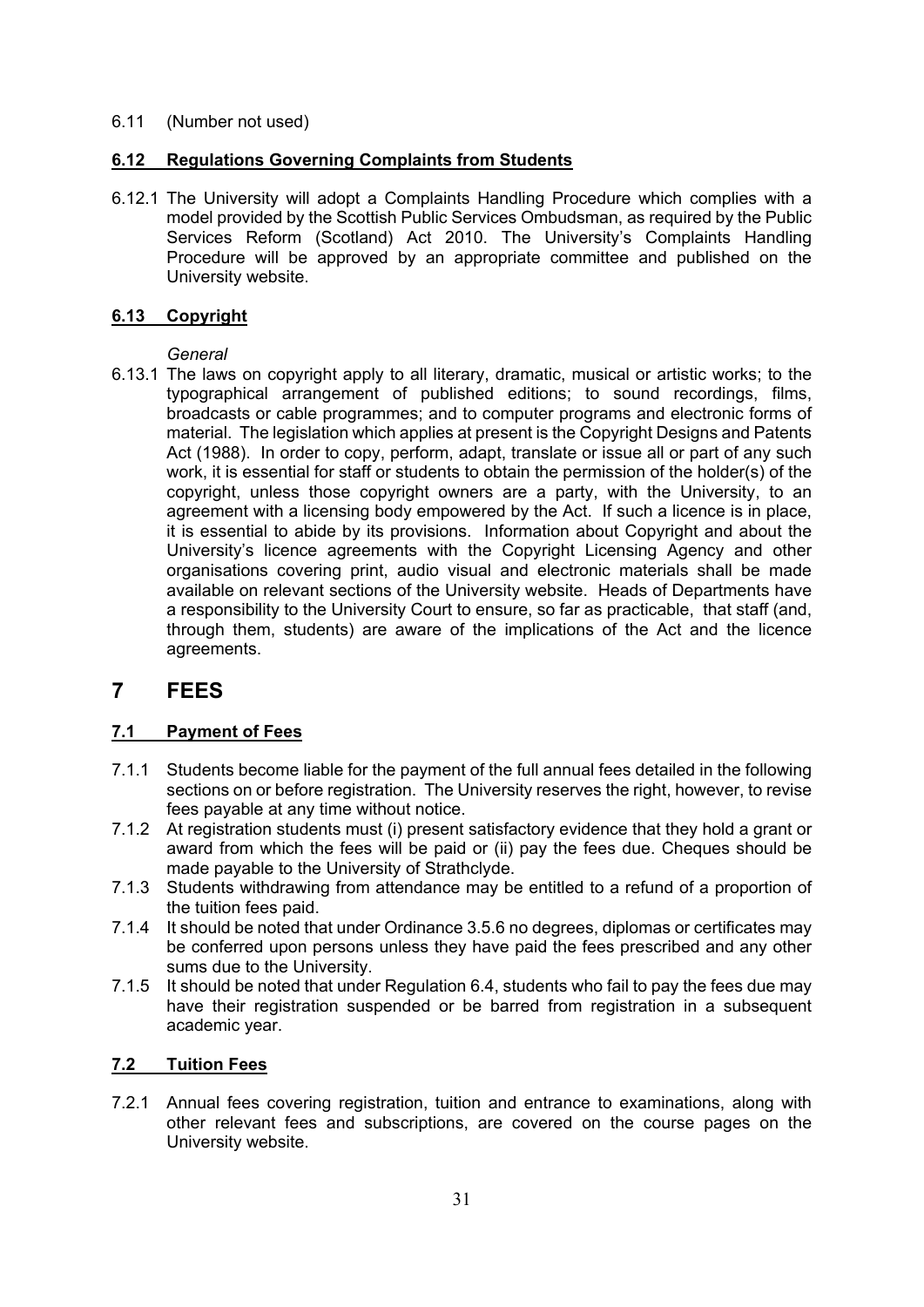6.11 (Number not used)

### 6.12 Regulations Governing Complaints from Students

6.12.1 The University will adopt a Complaints Handling Procedure which complies with a model provided by the Scottish Public Services Ombudsman, as required by the Public Services Reform (Scotland) Act 2010. The University's Complaints Handling Procedure will be approved by an appropriate committee and published on the University website.

### 6.13 Copyright

*General*

6.13.1 The laws on copyright apply to all literary, dramatic, musical or artistic works; to the typographical arrangement of published editions; to sound recordings, films, broadcasts or cable programmes; and to computer programs and electronic forms of material. The legislation which applies at present is the Copyright Designs and Patents Act (1988). In order to copy, perform, adapt, translate or issue all or part of any such work, it is essential for staff or students to obtain the permission of the holder(s) of the copyright, unless those copyright owners are a party, with the University, to an agreement with a licensing body empowered by the Act. If such a licence is in place, it is essential to abide by its provisions. Information about Copyright and about the University's licence agreements with the Copyright Licensing Agency and other organisations covering print, audio visual and electronic materials shall be made available on relevant sections of the University website. Heads of Departments have a responsibility to the University Court to ensure, so far as practicable, that staff (and, through them, students) are aware of the implications of the Act and the licence agreements.

# 7 FEES

### 7.1 Payment of Fees

7.1.1 Students become liable for the payment of the full annual fees detailed in the following sections on or before registration. The University reserves the right, however, to revise fees payable at any time without notice.

7.1.2 At registration students must (i) present satisfactory evidence that they hold a grant or award from which the fees will be paid or (ii) pay the fees due. Cheques should be made payable to the University of Strathclyde.

7.1.3 Students withdrawing from attendance may be entitled to a refund of a proportion of the tuition fees paid.

7.1.4 It should be noted that under Ordinance 3.5.6 no degrees, diplomas or certificates may be conferred upon persons unless they have paid the fees prescribed and any other sums due to the University.

7.1.5 It should be noted that under Regulation 6.4, students who fail to pay the fees due may have their registration suspended or be barred from registration in a subsequent academic year.

### 7.2 Tuition Fees

7.2.1 Annual fees covering registration, tuition and entrance to examinations, along with other relevant fees and subscriptions, are covered on the course pages on the University website.